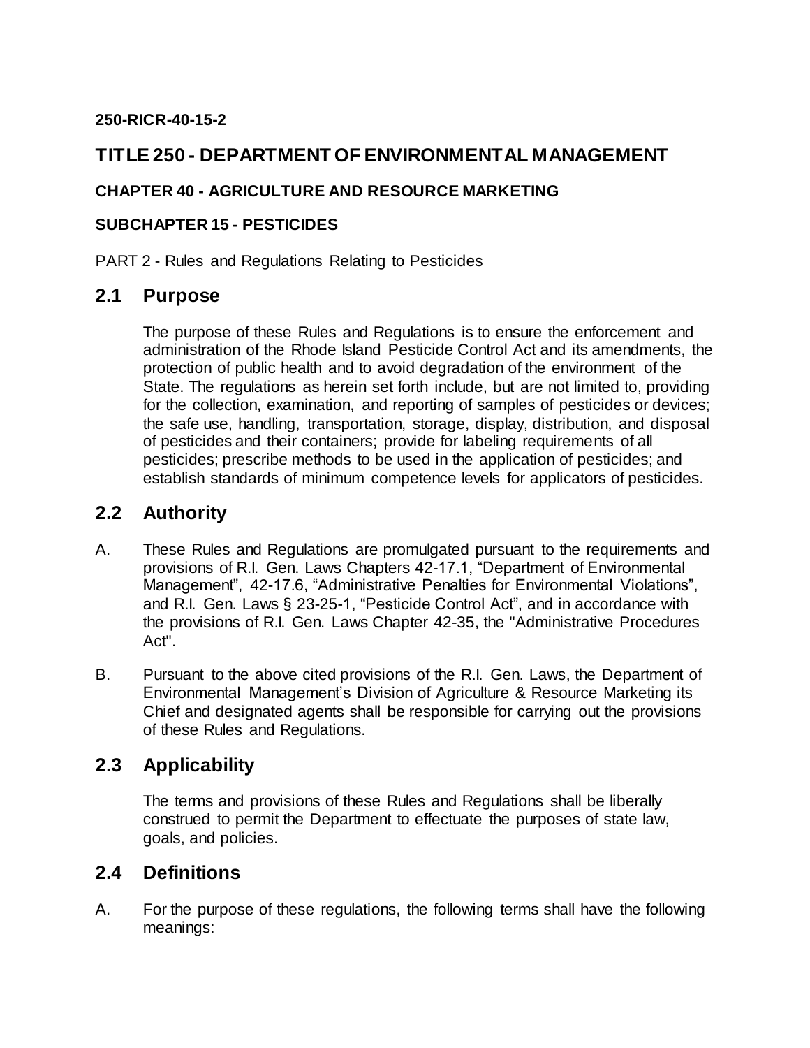**250-RICR-40-15-2**

# TITLE 250 - DEPARTMENT OF ENVIRONMENTAL MANAGEMENT

**CHAPTER 40 - AGRICULTURE AND RESOURCE MARKETING**

**SUBCHAPTER 15 - PESTICIDES**

PART 2 - Rules and Regulations Relating to Pesticides

## 2.1 Purpose

The purpose of these Rules and Regulations is to ensure the enforcement and administration of the Rhode Island Pesticide Control Act and its amendments, the protection of public health and to avoid degradation of the environment of the State. The regulations as herein set forth include, but are not limited to, providing for the collection, examination, and reporting of samples of pesticides or devices; the safe use, handling, transportation, storage, display, distribution, and disposal of pesticides and their containers; provide for labeling requirements of all pesticides; prescribe methods to be used in the application of pesticides; and establish standards of minimum competence levels for applicators of pesticides.

## 2.2 Authority

A. These Rules and Regulations are promulgated pursuant to the requirements and provisions of R.I. Gen. Laws Chapters 42-17.1, "Department of Environmental Management", 42-17.6, "Administrative Penalties for Environmental Violations", and R.I. Gen. Laws § 23-25-1, "Pesticide Control Act", and in accordance with the provisions of R.I. Gen. Laws Chapter 42-35, the "Administrative Procedures Act".

B. Pursuant to the above cited provisions of the R.I. Gen. Laws, the Department of Environmental Management's Division of Agriculture & Resource Marketing its Chief and designated agents shall be responsible for carrying out the provisions of these Rules and Regulations.

## 2.3 Applicability

The terms and provisions of these Rules and Regulations shall be liberally construed to permit the Department to effectuate the purposes of state law, goals, and policies.

## 2.4 Definitions

A. For the purpose of these regulations, the following terms shall have the following meanings: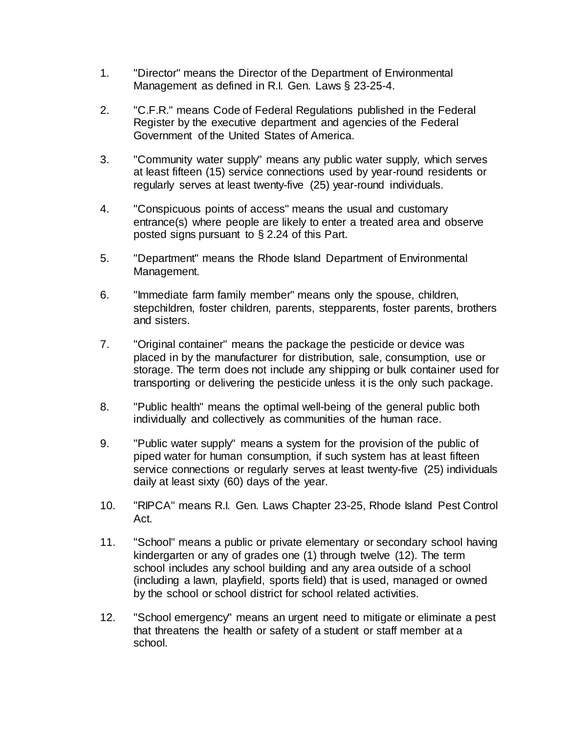1. "Director" means the Director of the Department of Environmental Management as defined in R.I. Gen. Laws § 23-25-4.

2. "C.F.R." means Code of Federal Regulations published in the Federal Register by the executive department and agencies of the Federal Government of the United States of America.

3. "Community water supply" means any public water supply, which serves at least fifteen (15) service connections used by year-round residents or regularly serves at least twenty-five (25) year-round individuals.

4. "Conspicuous points of access" means the usual and customary entrance(s) where people are likely to enter a treated area and observe posted signs pursuant to § 2.24 of this Part.

5. "Department" means the Rhode Island Department of Environmental Management.

6. "Immediate farm family member" means only the spouse, children, stepchildren, foster children, parents, stepparents, foster parents, brothers and sisters.

7. "Original container" means the package the pesticide or device was placed in by the manufacturer for distribution, sale, consumption, use or storage. The term does not include any shipping or bulk container used for transporting or delivering the pesticide unless it is the only such package.

8. "Public health" means the optimal well-being of the general public both individually and collectively as communities of the human race.

9. "Public water supply" means a system for the provision of the public of piped water for human consumption, if such system has at least fifteen service connections or regularly serves at least twenty-five (25) individuals daily at least sixty (60) days of the year.

10. "RIPCA" means R.I. Gen. Laws Chapter 23-25, Rhode Island Pest Control Act.

11. "School" means a public or private elementary or secondary school having kindergarten or any of grades one (1) through twelve (12). The term school includes any school building and any area outside of a school (including a lawn, playfield, sports field) that is used, managed or owned by the school or school district for school related activities.

12. "School emergency" means an urgent need to mitigate or eliminate a pest that threatens the health or safety of a student or staff member at a school.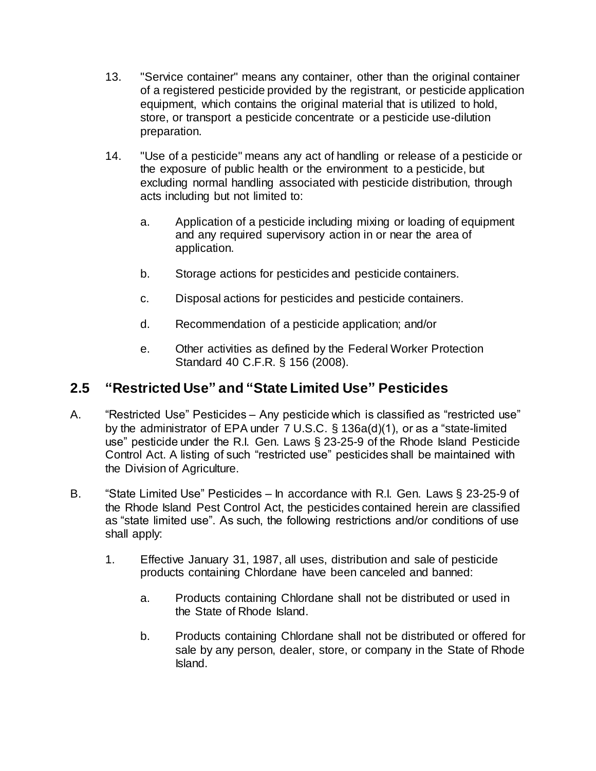13. "Service container" means any container, other than the original container of a registered pesticide provided by the registrant, or pesticide application equipment, which contains the original material that is utilized to hold, store, or transport a pesticide concentrate or a pesticide use-dilution preparation.

14. "Use of a pesticide" means any act of handling or release of a pesticide or the exposure of public health or the environment to a pesticide, but excluding normal handling associated with pesticide distribution, through acts including but not limited to:

    a. Application of a pesticide including mixing or loading of equipment and any required supervisory action in or near the area of application.

    b. Storage actions for pesticides and pesticide containers.

    c. Disposal actions for pesticides and pesticide containers.

    d. Recommendation of a pesticide application; and/or

    e. Other activities as defined by the Federal Worker Protection Standard 40 C.F.R. § 156 (2008).

## 2.5 "Restricted Use" and "State Limited Use" Pesticides

A. "Restricted Use" Pesticides – Any pesticide which is classified as "restricted use" by the administrator of EPA under 7 U.S.C. § 136a(d)(1), or as a "state-limited use" pesticide under the R.I. Gen. Laws § 23-25-9 of the Rhode Island Pesticide Control Act. A listing of such "restricted use" pesticides shall be maintained with the Division of Agriculture.

B. "State Limited Use" Pesticides – In accordance with R.I. Gen. Laws § 23-25-9 of the Rhode Island Pest Control Act, the pesticides contained herein are classified as "state limited use". As such, the following restrictions and/or conditions of use shall apply:

    1. Effective January 31, 1987, all uses, distribution and sale of pesticide products containing Chlordane have been canceled and banned:

        a. Products containing Chlordane shall not be distributed or used in the State of Rhode Island.

        b. Products containing Chlordane shall not be distributed or offered for sale by any person, dealer, store, or company in the State of Rhode Island.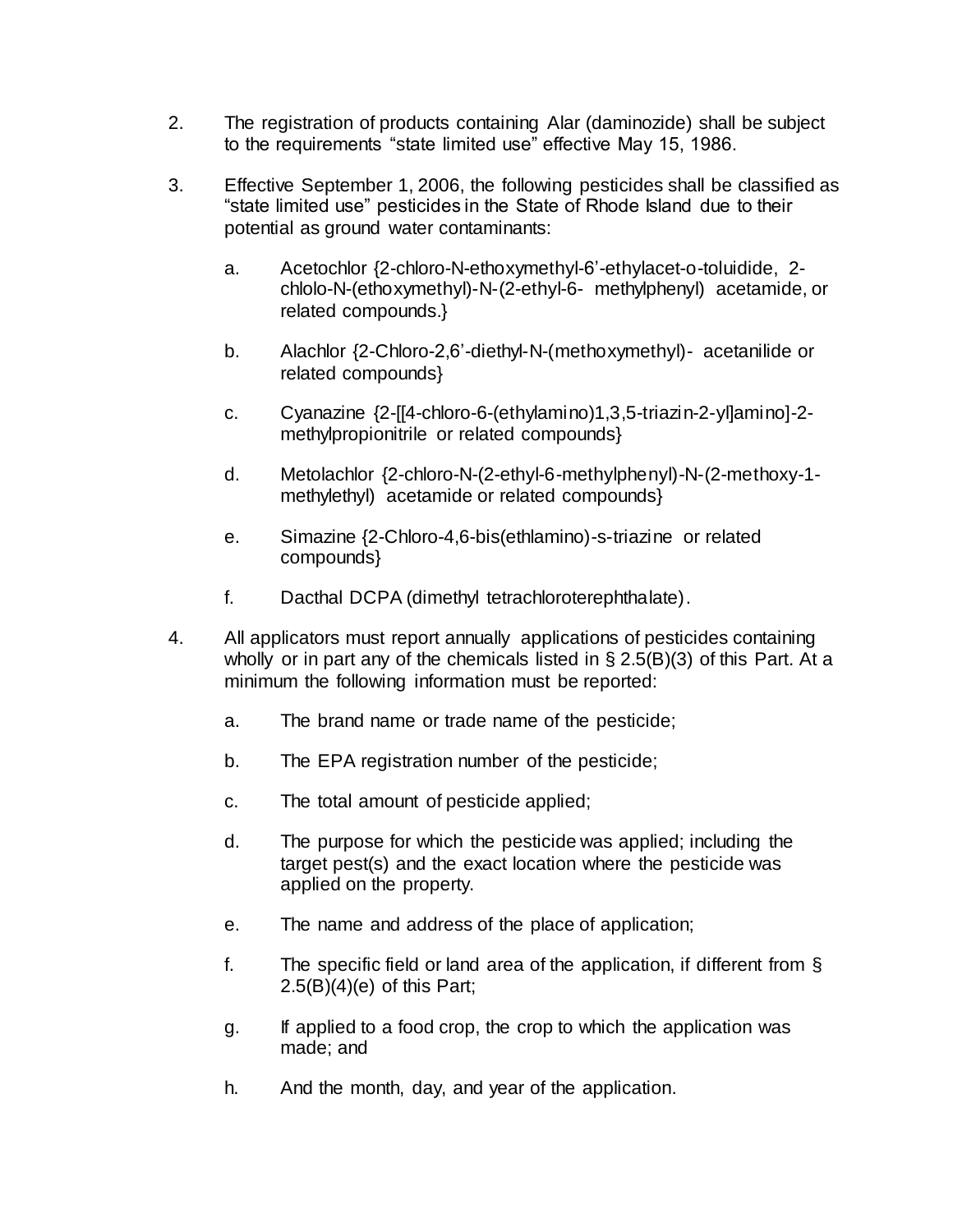2. The registration of products containing Alar (daminozide) shall be subject to the requirements "state limited use" effective May 15, 1986.

3. Effective September 1, 2006, the following pesticides shall be classified as "state limited use" pesticides in the State of Rhode Island due to their potential as ground water contaminants:

   a. Acetochlor {2-chloro-N-ethoxymethyl-6'-ethylacet-o-toluidide, 2-chlolo-N-(ethoxymethyl)-N-(2-ethyl-6- methylphenyl) acetamide, or related compounds.}

   b. Alachlor {2-Chloro-2,6'-diethyl-N-(methoxymethyl)- acetanilide or related compounds}

   c. Cyanazine {2-[[4-chloro-6-(ethylamino)1,3,5-triazin-2-yl]amino]-2-methylpropionitrile or related compounds}

   d. Metolachlor {2-chloro-N-(2-ethyl-6-methylphenyl)-N-(2-methoxy-1-methylethyl) acetamide or related compounds}

   e. Simazine {2-Chloro-4,6-bis(ethlamino)-s-triazine or related compounds}

   f. Dacthal DCPA (dimethyl tetrachloroterephthalate).

4. All applicators must report annually applications of pesticides containing wholly or in part any of the chemicals listed in § 2.5(B)(3) of this Part. At a minimum the following information must be reported:

   a. The brand name or trade name of the pesticide;

   b. The EPA registration number of the pesticide;

   c. The total amount of pesticide applied;

   d. The purpose for which the pesticide was applied; including the target pest(s) and the exact location where the pesticide was applied on the property.

   e. The name and address of the place of application;

   f. The specific field or land area of the application, if different from § 2.5(B)(4)(e) of this Part;

   g. If applied to a food crop, the crop to which the application was made; and

   h. And the month, day, and year of the application.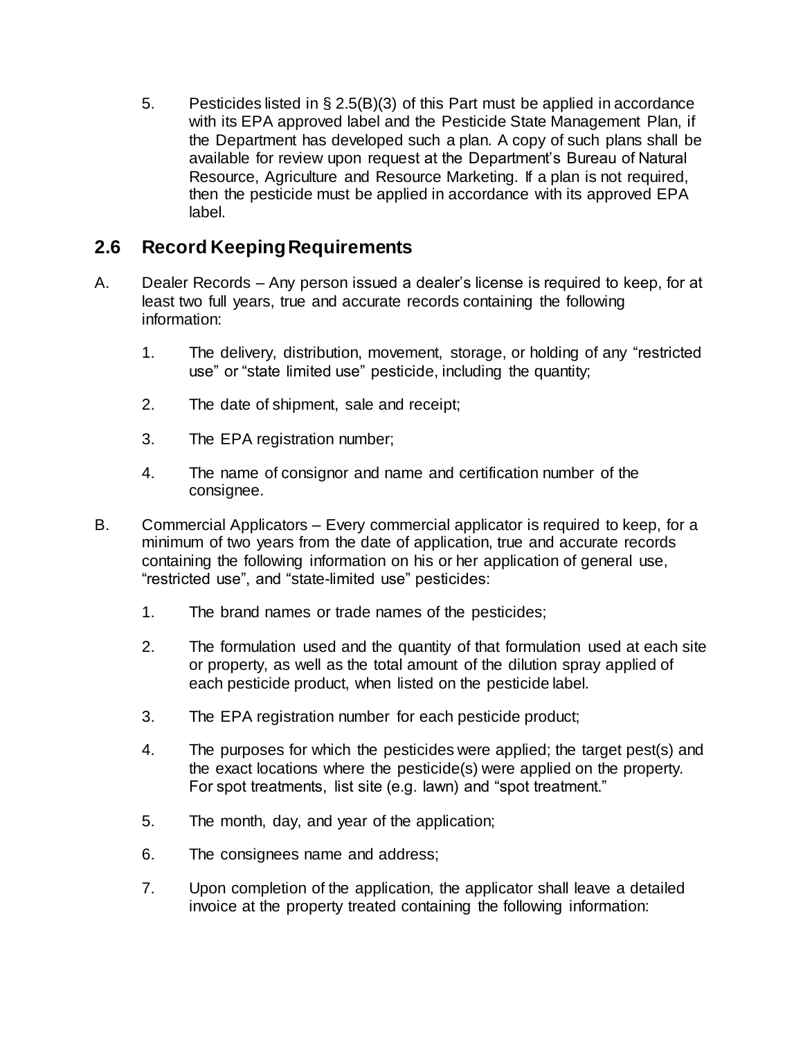5. Pesticides listed in § 2.5(B)(3) of this Part must be applied in accordance with its EPA approved label and the Pesticide State Management Plan, if the Department has developed such a plan. A copy of such plans shall be available for review upon request at the Department's Bureau of Natural Resource, Agriculture and Resource Marketing. If a plan is not required, then the pesticide must be applied in accordance with its approved EPA label.

## 2.6 Record Keeping Requirements

A. Dealer Records – Any person issued a dealer's license is required to keep, for at least two full years, true and accurate records containing the following information:

  1. The delivery, distribution, movement, storage, or holding of any "restricted use" or "state limited use" pesticide, including the quantity;

  2. The date of shipment, sale and receipt;

  3. The EPA registration number;

  4. The name of consignor and name and certification number of the consignee.

B. Commercial Applicators – Every commercial applicator is required to keep, for a minimum of two years from the date of application, true and accurate records containing the following information on his or her application of general use, "restricted use", and "state-limited use" pesticides:

  1. The brand names or trade names of the pesticides;

  2. The formulation used and the quantity of that formulation used at each site or property, as well as the total amount of the dilution spray applied of each pesticide product, when listed on the pesticide label.

  3. The EPA registration number for each pesticide product;

  4. The purposes for which the pesticides were applied; the target pest(s) and the exact locations where the pesticide(s) were applied on the property. For spot treatments, list site (e.g. lawn) and "spot treatment."

  5. The month, day, and year of the application;

  6. The consignees name and address;

  7. Upon completion of the application, the applicator shall leave a detailed invoice at the property treated containing the following information: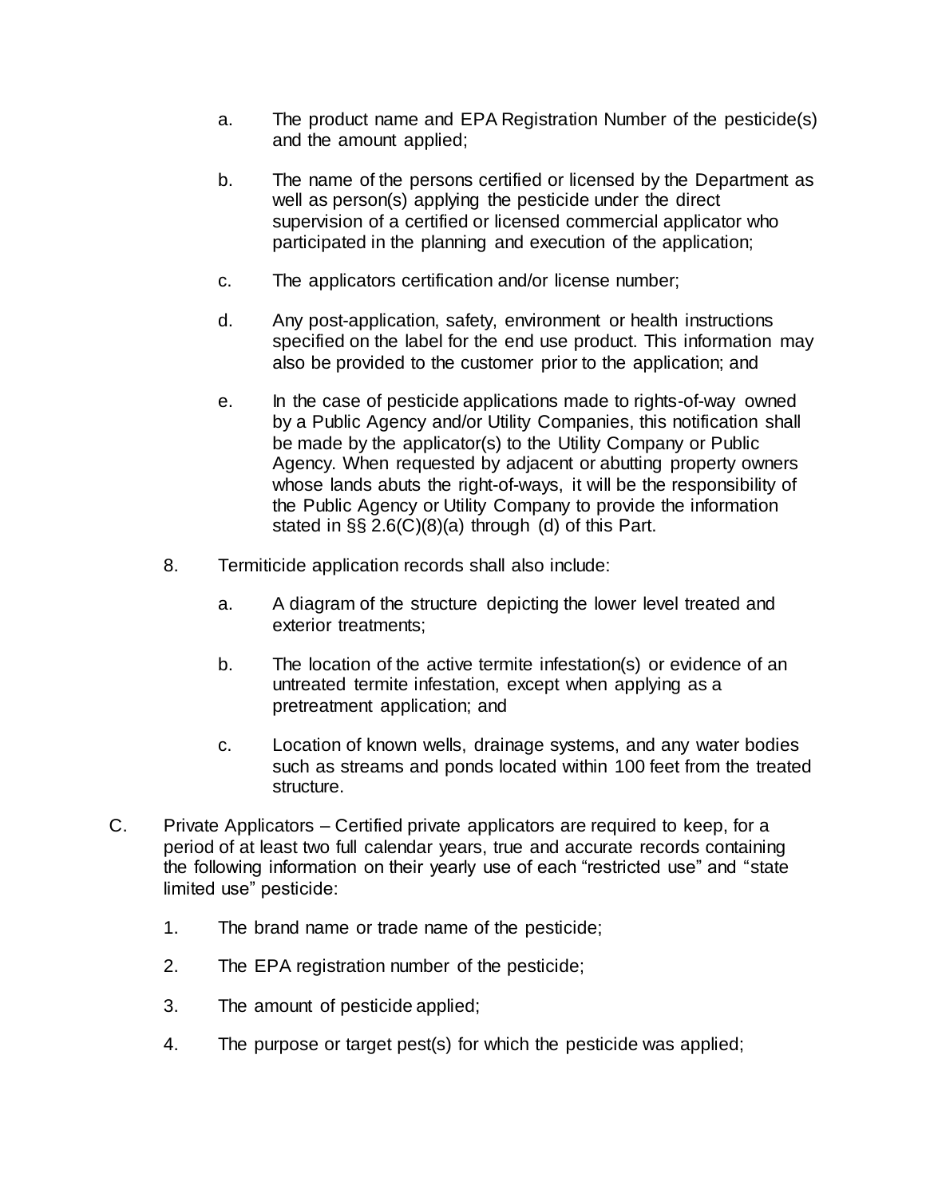a. The product name and EPA Registration Number of the pesticide(s) and the amount applied;

b. The name of the persons certified or licensed by the Department as well as person(s) applying the pesticide under the direct supervision of a certified or licensed commercial applicator who participated in the planning and execution of the application;

c. The applicators certification and/or license number;

d. Any post-application, safety, environment or health instructions specified on the label for the end use product. This information may also be provided to the customer prior to the application; and

e. In the case of pesticide applications made to rights-of-way owned by a Public Agency and/or Utility Companies, this notification shall be made by the applicator(s) to the Utility Company or Public Agency. When requested by adjacent or abutting property owners whose lands abuts the right-of-ways, it will be the responsibility of the Public Agency or Utility Company to provide the information stated in §§ 2.6(C)(8)(a) through (d) of this Part.

8. Termiticide application records shall also include:

   a. A diagram of the structure depicting the lower level treated and exterior treatments;

   b. The location of the active termite infestation(s) or evidence of an untreated termite infestation, except when applying as a pretreatment application; and

   c. Location of known wells, drainage systems, and any water bodies such as streams and ponds located within 100 feet from the treated structure.

C. Private Applicators – Certified private applicators are required to keep, for a period of at least two full calendar years, true and accurate records containing the following information on their yearly use of each "restricted use" and "state limited use" pesticide:

   1. The brand name or trade name of the pesticide;

   2. The EPA registration number of the pesticide;

   3. The amount of pesticide applied;

   4. The purpose or target pest(s) for which the pesticide was applied;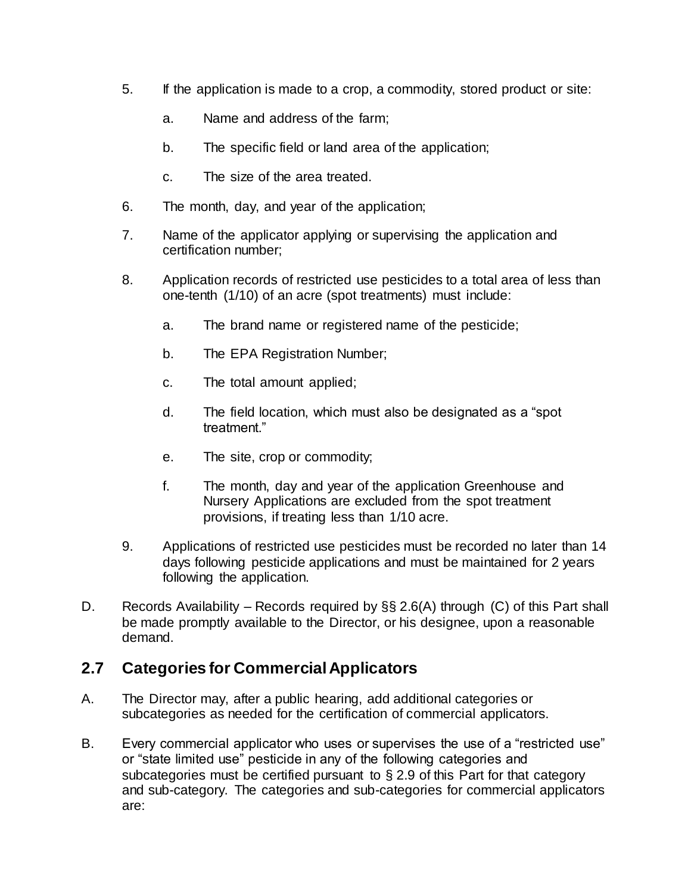5. If the application is made to a crop, a commodity, stored product or site:

   a. Name and address of the farm;

   b. The specific field or land area of the application;

   c. The size of the area treated.

6. The month, day, and year of the application;

7. Name of the applicator applying or supervising the application and certification number;

8. Application records of restricted use pesticides to a total area of less than one-tenth (1/10) of an acre (spot treatments) must include:

   a. The brand name or registered name of the pesticide;

   b. The EPA Registration Number;

   c. The total amount applied;

   d. The field location, which must also be designated as a "spot treatment."

   e. The site, crop or commodity;

   f. The month, day and year of the application Greenhouse and Nursery Applications are excluded from the spot treatment provisions, if treating less than 1/10 acre.

9. Applications of restricted use pesticides must be recorded no later than 14 days following pesticide applications and must be maintained for 2 years following the application.

D. Records Availability – Records required by §§ 2.6(A) through (C) of this Part shall be made promptly available to the Director, or his designee, upon a reasonable demand.

## 2.7 Categories for Commercial Applicators

A. The Director may, after a public hearing, add additional categories or subcategories as needed for the certification of commercial applicators.

B. Every commercial applicator who uses or supervises the use of a "restricted use" or "state limited use" pesticide in any of the following categories and subcategories must be certified pursuant to § 2.9 of this Part for that category and sub-category. The categories and sub-categories for commercial applicators are: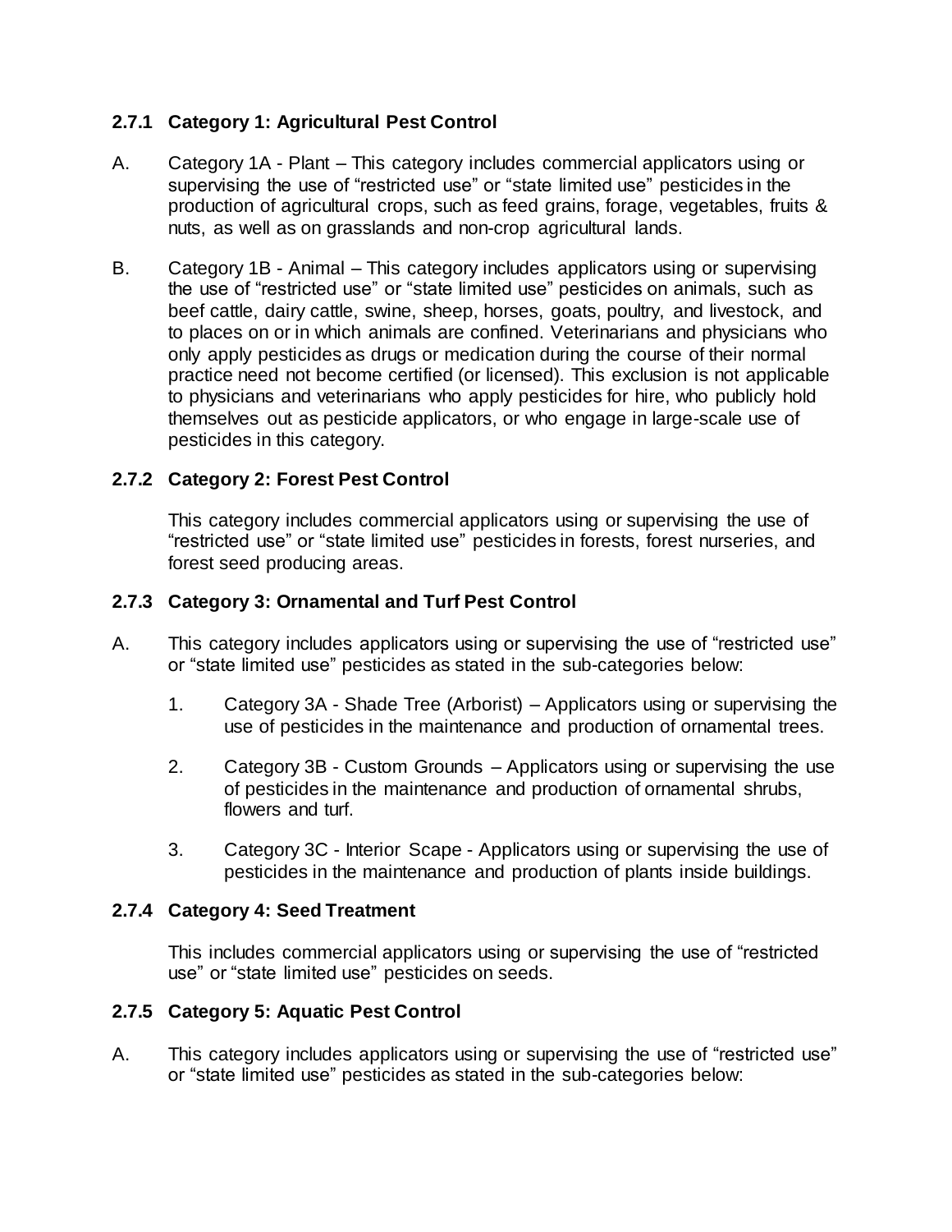### 2.7.1 Category 1: Agricultural Pest Control

A. Category 1A - Plant – This category includes commercial applicators using or supervising the use of "restricted use" or "state limited use" pesticides in the production of agricultural crops, such as feed grains, forage, vegetables, fruits & nuts, as well as on grasslands and non-crop agricultural lands.

B. Category 1B - Animal – This category includes applicators using or supervising the use of "restricted use" or "state limited use" pesticides on animals, such as beef cattle, dairy cattle, swine, sheep, horses, goats, poultry, and livestock, and to places on or in which animals are confined. Veterinarians and physicians who only apply pesticides as drugs or medication during the course of their normal practice need not become certified (or licensed). This exclusion is not applicable to physicians and veterinarians who apply pesticides for hire, who publicly hold themselves out as pesticide applicators, or who engage in large-scale use of pesticides in this category.

### 2.7.2 Category 2: Forest Pest Control

This category includes commercial applicators using or supervising the use of "restricted use" or "state limited use" pesticides in forests, forest nurseries, and forest seed producing areas.

### 2.7.3 Category 3: Ornamental and Turf Pest Control

A. This category includes applicators using or supervising the use of "restricted use" or "state limited use" pesticides as stated in the sub-categories below:

   1. Category 3A - Shade Tree (Arborist) – Applicators using or supervising the use of pesticides in the maintenance and production of ornamental trees.

   2. Category 3B - Custom Grounds – Applicators using or supervising the use of pesticides in the maintenance and production of ornamental shrubs, flowers and turf.

   3. Category 3C - Interior Scape - Applicators using or supervising the use of pesticides in the maintenance and production of plants inside buildings.

### 2.7.4 Category 4: Seed Treatment

This includes commercial applicators using or supervising the use of "restricted use" or "state limited use" pesticides on seeds.

### 2.7.5 Category 5: Aquatic Pest Control

A. This category includes applicators using or supervising the use of "restricted use" or "state limited use" pesticides as stated in the sub-categories below: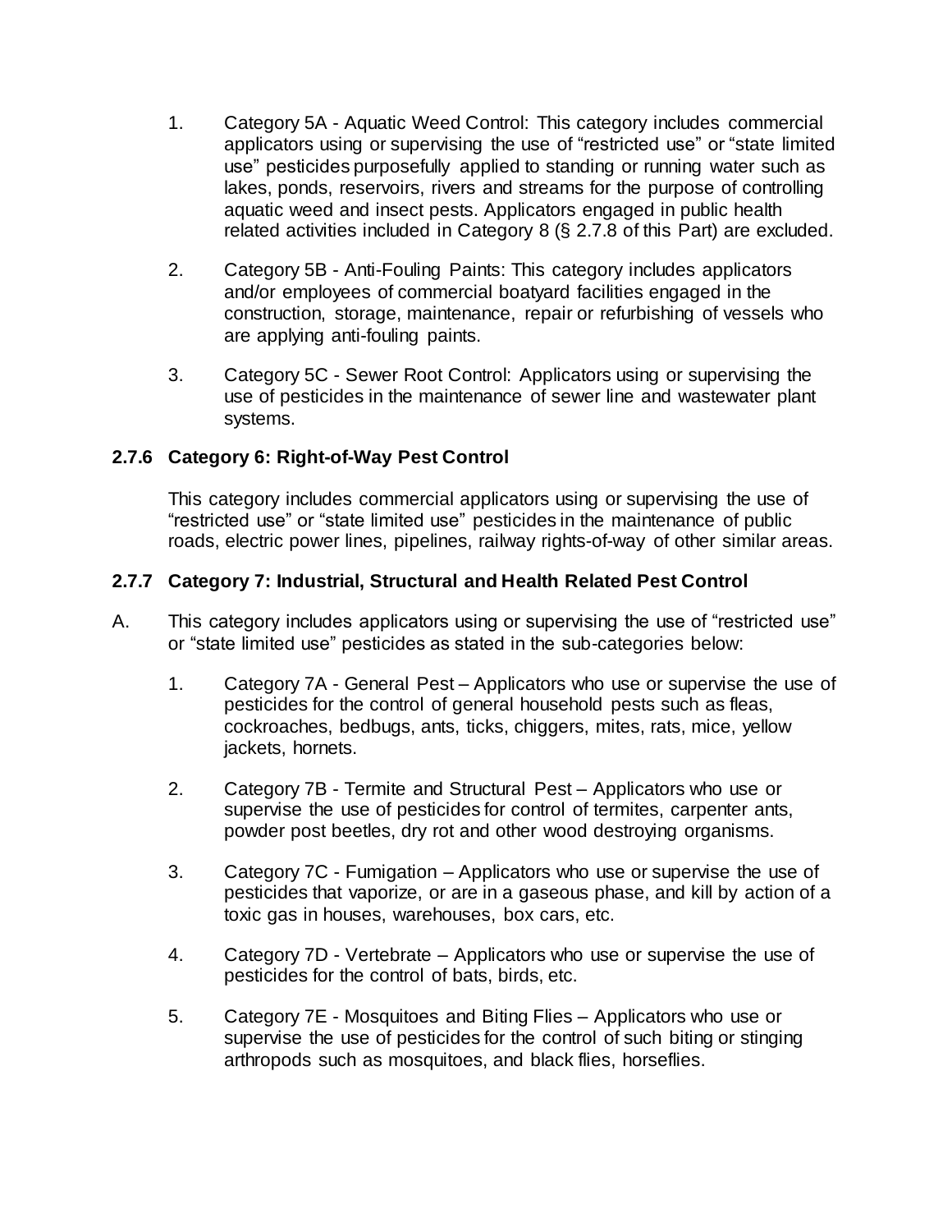1. Category 5A - Aquatic Weed Control: This category includes commercial applicators using or supervising the use of “restricted use” or “state limited use” pesticides purposefully applied to standing or running water such as lakes, ponds, reservoirs, rivers and streams for the purpose of controlling aquatic weed and insect pests. Applicators engaged in public health related activities included in Category 8 (§ 2.7.8 of this Part) are excluded.

2. Category 5B - Anti-Fouling Paints: This category includes applicators and/or employees of commercial boatyard facilities engaged in the construction, storage, maintenance, repair or refurbishing of vessels who are applying anti-fouling paints.

3. Category 5C - Sewer Root Control: Applicators using or supervising the use of pesticides in the maintenance of sewer line and wastewater plant systems.

### 2.7.6 Category 6: Right-of-Way Pest Control

This category includes commercial applicators using or supervising the use of “restricted use” or “state limited use” pesticides in the maintenance of public roads, electric power lines, pipelines, railway rights-of-way of other similar areas.

### 2.7.7 Category 7: Industrial, Structural and Health Related Pest Control

A. This category includes applicators using or supervising the use of “restricted use” or “state limited use” pesticides as stated in the sub-categories below:

1. Category 7A - General Pest – Applicators who use or supervise the use of pesticides for the control of general household pests such as fleas, cockroaches, bedbugs, ants, ticks, chiggers, mites, rats, mice, yellow jackets, hornets.

2. Category 7B - Termite and Structural Pest – Applicators who use or supervise the use of pesticides for control of termites, carpenter ants, powder post beetles, dry rot and other wood destroying organisms.

3. Category 7C - Fumigation – Applicators who use or supervise the use of pesticides that vaporize, or are in a gaseous phase, and kill by action of a toxic gas in houses, warehouses, box cars, etc.

4. Category 7D - Vertebrate – Applicators who use or supervise the use of pesticides for the control of bats, birds, etc.

5. Category 7E - Mosquitoes and Biting Flies – Applicators who use or supervise the use of pesticides for the control of such biting or stinging arthropods such as mosquitoes, and black flies, horseflies.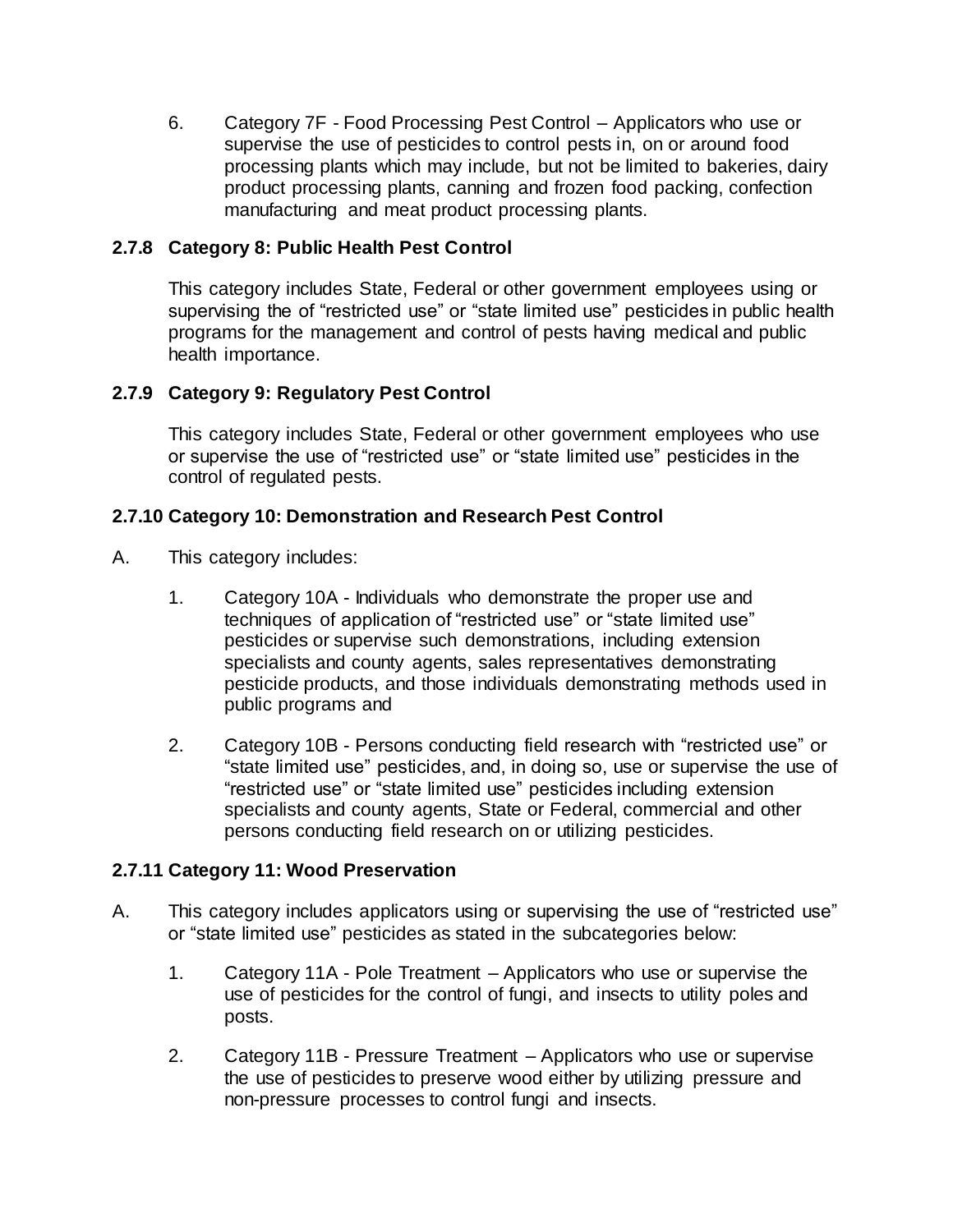6. Category 7F - Food Processing Pest Control – Applicators who use or supervise the use of pesticides to control pests in, on or around food processing plants which may include, but not be limited to bakeries, dairy product processing plants, canning and frozen food packing, confection manufacturing and meat product processing plants.

### 2.7.8 Category 8: Public Health Pest Control

This category includes State, Federal or other government employees using or supervising the of "restricted use" or "state limited use" pesticides in public health programs for the management and control of pests having medical and public health importance.

### 2.7.9 Category 9: Regulatory Pest Control

This category includes State, Federal or other government employees who use or supervise the use of "restricted use" or "state limited use" pesticides in the control of regulated pests.

### 2.7.10 Category 10: Demonstration and Research Pest Control

A. This category includes:

1. Category 10A - Individuals who demonstrate the proper use and techniques of application of "restricted use" or "state limited use" pesticides or supervise such demonstrations, including extension specialists and county agents, sales representatives demonstrating pesticide products, and those individuals demonstrating methods used in public programs and

2. Category 10B - Persons conducting field research with "restricted use" or "state limited use" pesticides, and, in doing so, use or supervise the use of "restricted use" or "state limited use" pesticides including extension specialists and county agents, State or Federal, commercial and other persons conducting field research on or utilizing pesticides.

### 2.7.11 Category 11: Wood Preservation

A. This category includes applicators using or supervising the use of "restricted use" or "state limited use" pesticides as stated in the subcategories below:

1. Category 11A - Pole Treatment – Applicators who use or supervise the use of pesticides for the control of fungi, and insects to utility poles and posts.

2. Category 11B - Pressure Treatment – Applicators who use or supervise the use of pesticides to preserve wood either by utilizing pressure and non-pressure processes to control fungi and insects.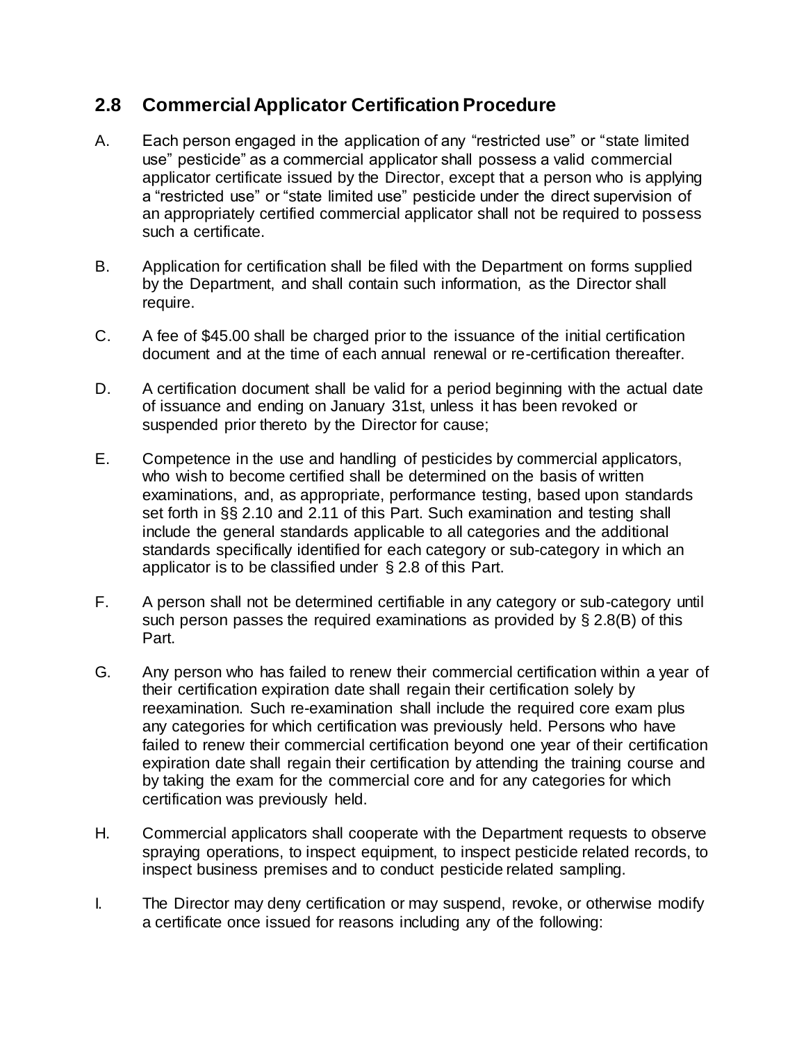## 2.8 Commercial Applicator Certification Procedure

A. Each person engaged in the application of any "restricted use" or "state limited use" pesticide" as a commercial applicator shall possess a valid commercial applicator certificate issued by the Director, except that a person who is applying a "restricted use" or "state limited use" pesticide under the direct supervision of an appropriately certified commercial applicator shall not be required to possess such a certificate.

B. Application for certification shall be filed with the Department on forms supplied by the Department, and shall contain such information, as the Director shall require.

C. A fee of $45.00 shall be charged prior to the issuance of the initial certification document and at the time of each annual renewal or re-certification thereafter.

D. A certification document shall be valid for a period beginning with the actual date of issuance and ending on January 31st, unless it has been revoked or suspended prior thereto by the Director for cause;

E. Competence in the use and handling of pesticides by commercial applicators, who wish to become certified shall be determined on the basis of written examinations, and, as appropriate, performance testing, based upon standards set forth in §§ 2.10 and 2.11 of this Part. Such examination and testing shall include the general standards applicable to all categories and the additional standards specifically identified for each category or sub-category in which an applicator is to be classified under § 2.8 of this Part.

F. A person shall not be determined certifiable in any category or sub-category until such person passes the required examinations as provided by § 2.8(B) of this Part.

G. Any person who has failed to renew their commercial certification within a year of their certification expiration date shall regain their certification solely by reexamination. Such re-examination shall include the required core exam plus any categories for which certification was previously held. Persons who have failed to renew their commercial certification beyond one year of their certification expiration date shall regain their certification by attending the training course and by taking the exam for the commercial core and for any categories for which certification was previously held.

H. Commercial applicators shall cooperate with the Department requests to observe spraying operations, to inspect equipment, to inspect pesticide related records, to inspect business premises and to conduct pesticide related sampling.

I. The Director may deny certification or may suspend, revoke, or otherwise modify a certificate once issued for reasons including any of the following: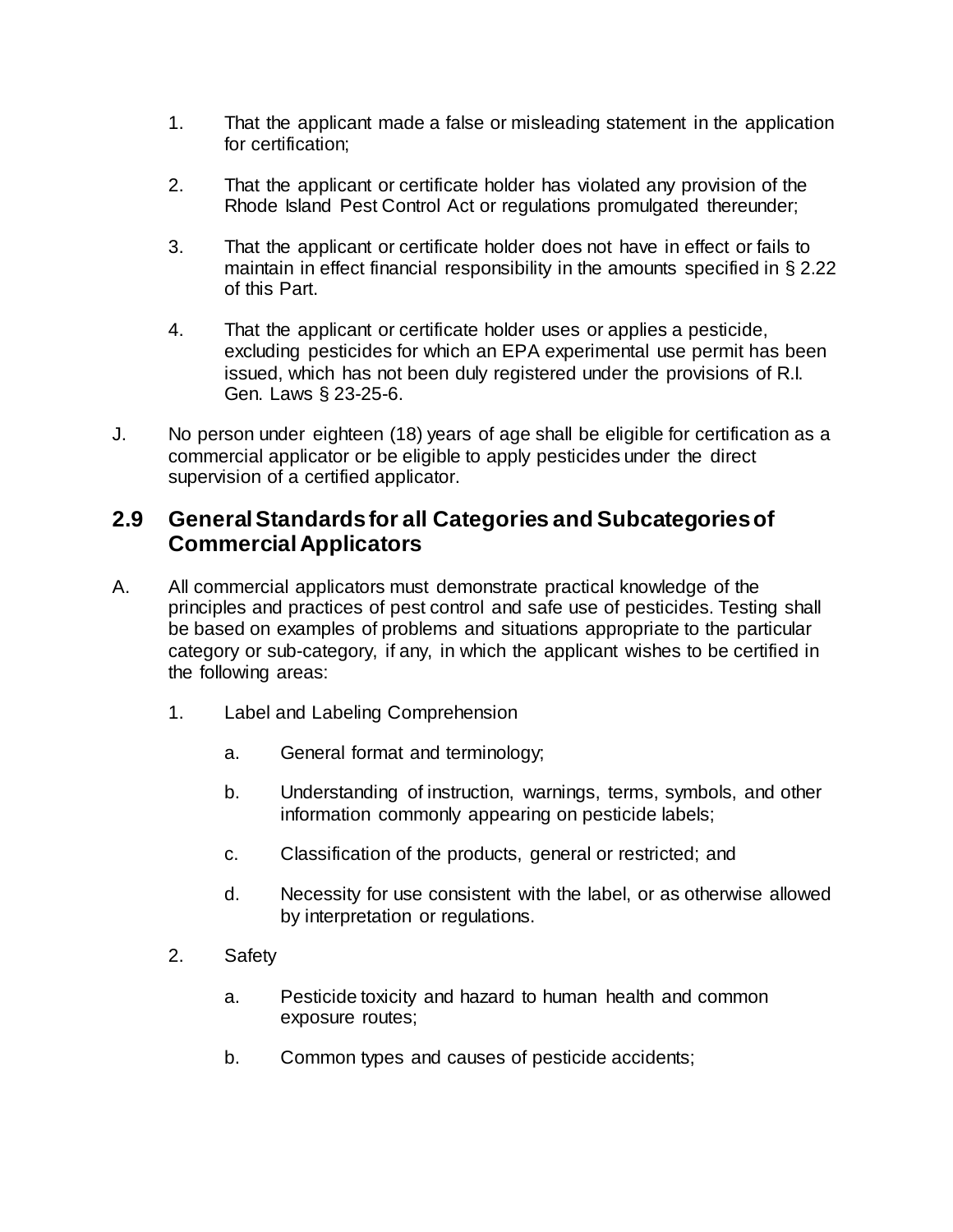1. That the applicant made a false or misleading statement in the application for certification;

2. That the applicant or certificate holder has violated any provision of the Rhode Island Pest Control Act or regulations promulgated thereunder;

3. That the applicant or certificate holder does not have in effect or fails to maintain in effect financial responsibility in the amounts specified in § 2.22 of this Part.

4. That the applicant or certificate holder uses or applies a pesticide, excluding pesticides for which an EPA experimental use permit has been issued, which has not been duly registered under the provisions of R.I. Gen. Laws § 23-25-6.

J. No person under eighteen (18) years of age shall be eligible for certification as a commercial applicator or be eligible to apply pesticides under the direct supervision of a certified applicator.

## 2.9 General Standards for all Categories and Subcategories of Commercial Applicators

A. All commercial applicators must demonstrate practical knowledge of the principles and practices of pest control and safe use of pesticides. Testing shall be based on examples of problems and situations appropriate to the particular category or sub-category, if any, in which the applicant wishes to be certified in the following areas:

   1. Label and Labeling Comprehension

      a. General format and terminology;

      b. Understanding of instruction, warnings, terms, symbols, and other information commonly appearing on pesticide labels;

      c. Classification of the products, general or restricted; and

      d. Necessity for use consistent with the label, or as otherwise allowed by interpretation or regulations.

   2. Safety

      a. Pesticide toxicity and hazard to human health and common exposure routes;

      b. Common types and causes of pesticide accidents;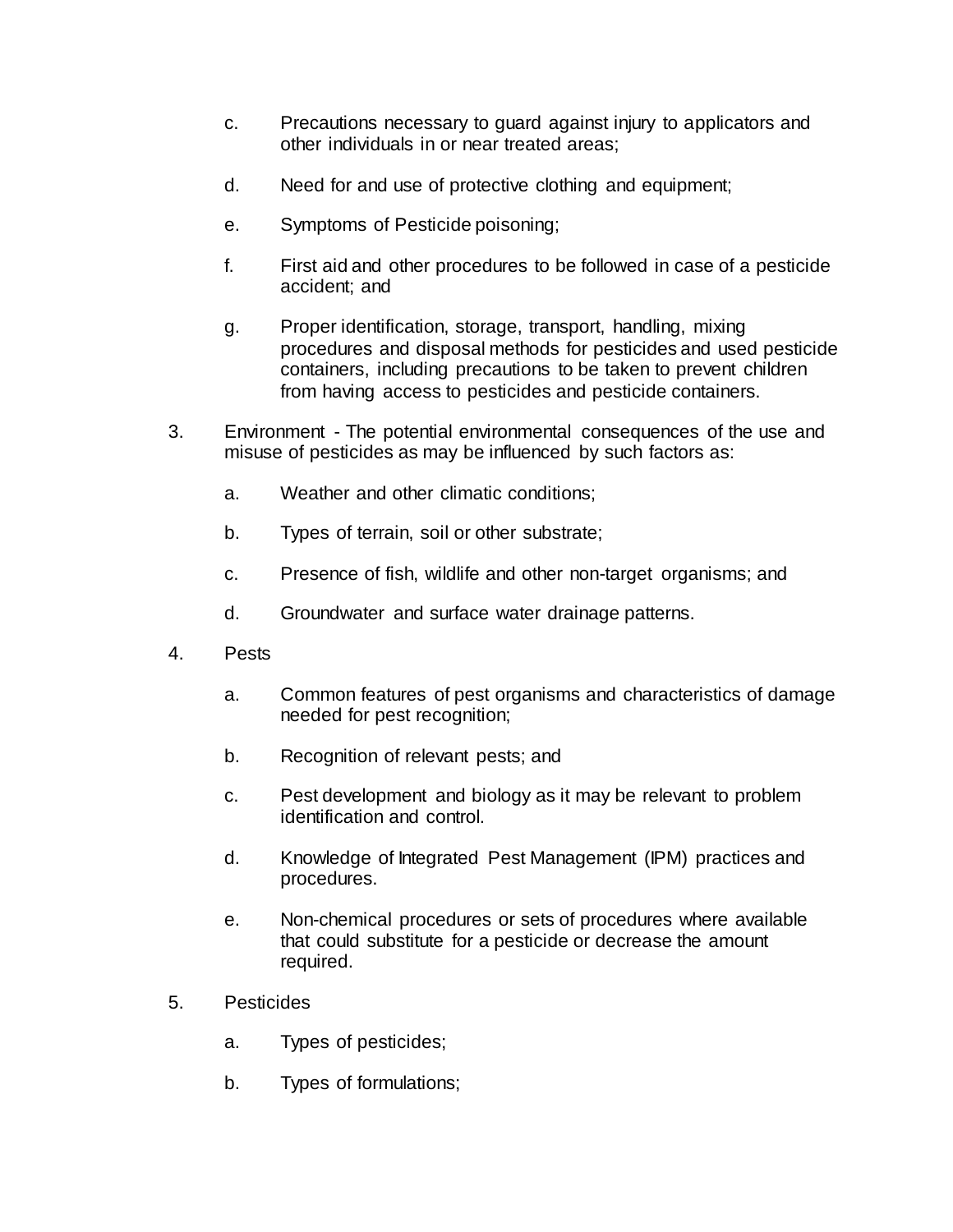c. Precautions necessary to guard against injury to applicators and other individuals in or near treated areas;

d. Need for and use of protective clothing and equipment;

e. Symptoms of Pesticide poisoning;

f. First aid and other procedures to be followed in case of a pesticide accident; and

g. Proper identification, storage, transport, handling, mixing procedures and disposal methods for pesticides and used pesticide containers, including precautions to be taken to prevent children from having access to pesticides and pesticide containers.

3. Environment - The potential environmental consequences of the use and misuse of pesticides as may be influenced by such factors as:

   a. Weather and other climatic conditions;

   b. Types of terrain, soil or other substrate;

   c. Presence of fish, wildlife and other non-target organisms; and

   d. Groundwater and surface water drainage patterns.

4. Pests

   a. Common features of pest organisms and characteristics of damage needed for pest recognition;

   b. Recognition of relevant pests; and

   c. Pest development and biology as it may be relevant to problem identification and control.

   d. Knowledge of Integrated Pest Management (IPM) practices and procedures.

   e. Non-chemical procedures or sets of procedures where available that could substitute for a pesticide or decrease the amount required.

5. Pesticides

   a. Types of pesticides;

   b. Types of formulations;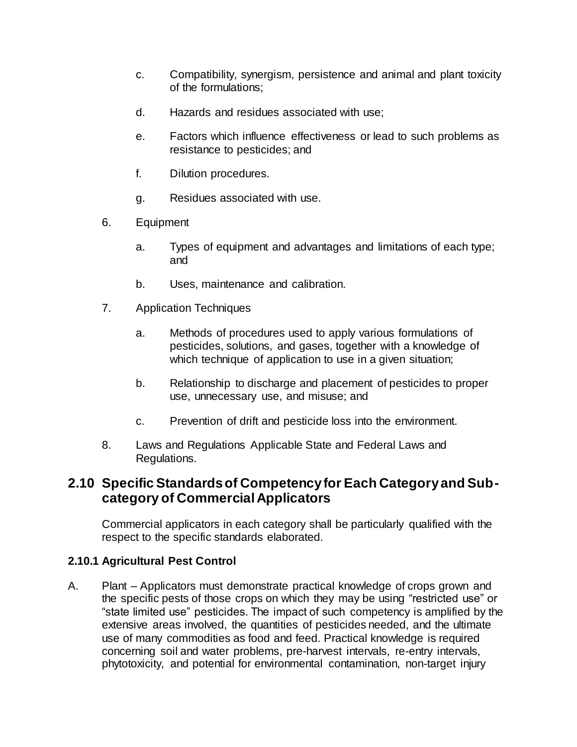c. Compatibility, synergism, persistence and animal and plant toxicity of the formulations;

d. Hazards and residues associated with use;

e. Factors which influence effectiveness or lead to such problems as resistance to pesticides; and

f. Dilution procedures.

g. Residues associated with use.

6. Equipment

   a. Types of equipment and advantages and limitations of each type; and

   b. Uses, maintenance and calibration.

7. Application Techniques

   a. Methods of procedures used to apply various formulations of pesticides, solutions, and gases, together with a knowledge of which technique of application to use in a given situation;

   b. Relationship to discharge and placement of pesticides to proper use, unnecessary use, and misuse; and

   c. Prevention of drift and pesticide loss into the environment.

8. Laws and Regulations Applicable State and Federal Laws and Regulations.

## 2.10 Specific Standards of Competency for Each Category and Sub-category of Commercial Applicators

Commercial applicators in each category shall be particularly qualified with the respect to the specific standards elaborated.

### 2.10.1 Agricultural Pest Control

A. Plant – Applicators must demonstrate practical knowledge of crops grown and the specific pests of those crops on which they may be using "restricted use" or "state limited use" pesticides. The impact of such competency is amplified by the extensive areas involved, the quantities of pesticides needed, and the ultimate use of many commodities as food and feed. Practical knowledge is required concerning soil and water problems, pre-harvest intervals, re-entry intervals, phytotoxicity, and potential for environmental contamination, non-target injury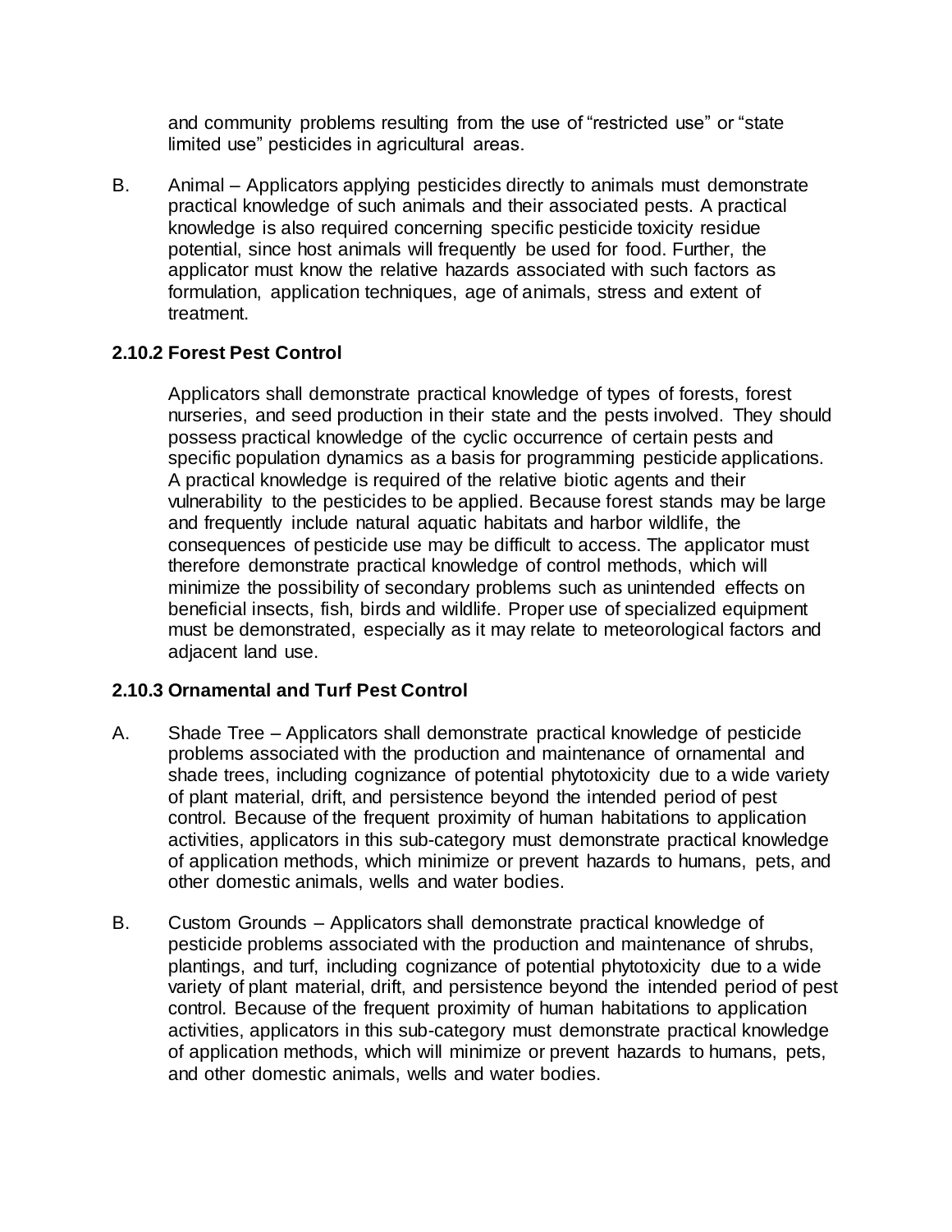and community problems resulting from the use of "restricted use" or "state limited use" pesticides in agricultural areas.

B. Animal – Applicators applying pesticides directly to animals must demonstrate practical knowledge of such animals and their associated pests. A practical knowledge is also required concerning specific pesticide toxicity residue potential, since host animals will frequently be used for food. Further, the applicator must know the relative hazards associated with such factors as formulation, application techniques, age of animals, stress and extent of treatment.

### 2.10.2 Forest Pest Control

Applicators shall demonstrate practical knowledge of types of forests, forest nurseries, and seed production in their state and the pests involved. They should possess practical knowledge of the cyclic occurrence of certain pests and specific population dynamics as a basis for programming pesticide applications. A practical knowledge is required of the relative biotic agents and their vulnerability to the pesticides to be applied. Because forest stands may be large and frequently include natural aquatic habitats and harbor wildlife, the consequences of pesticide use may be difficult to access. The applicator must therefore demonstrate practical knowledge of control methods, which will minimize the possibility of secondary problems such as unintended effects on beneficial insects, fish, birds and wildlife. Proper use of specialized equipment must be demonstrated, especially as it may relate to meteorological factors and adjacent land use.

### 2.10.3 Ornamental and Turf Pest Control

A. Shade Tree – Applicators shall demonstrate practical knowledge of pesticide problems associated with the production and maintenance of ornamental and shade trees, including cognizance of potential phytotoxicity due to a wide variety of plant material, drift, and persistence beyond the intended period of pest control. Because of the frequent proximity of human habitations to application activities, applicators in this sub-category must demonstrate practical knowledge of application methods, which minimize or prevent hazards to humans, pets, and other domestic animals, wells and water bodies.

B. Custom Grounds – Applicators shall demonstrate practical knowledge of pesticide problems associated with the production and maintenance of shrubs, plantings, and turf, including cognizance of potential phytotoxicity due to a wide variety of plant material, drift, and persistence beyond the intended period of pest control. Because of the frequent proximity of human habitations to application activities, applicators in this sub-category must demonstrate practical knowledge of application methods, which will minimize or prevent hazards to humans, pets, and other domestic animals, wells and water bodies.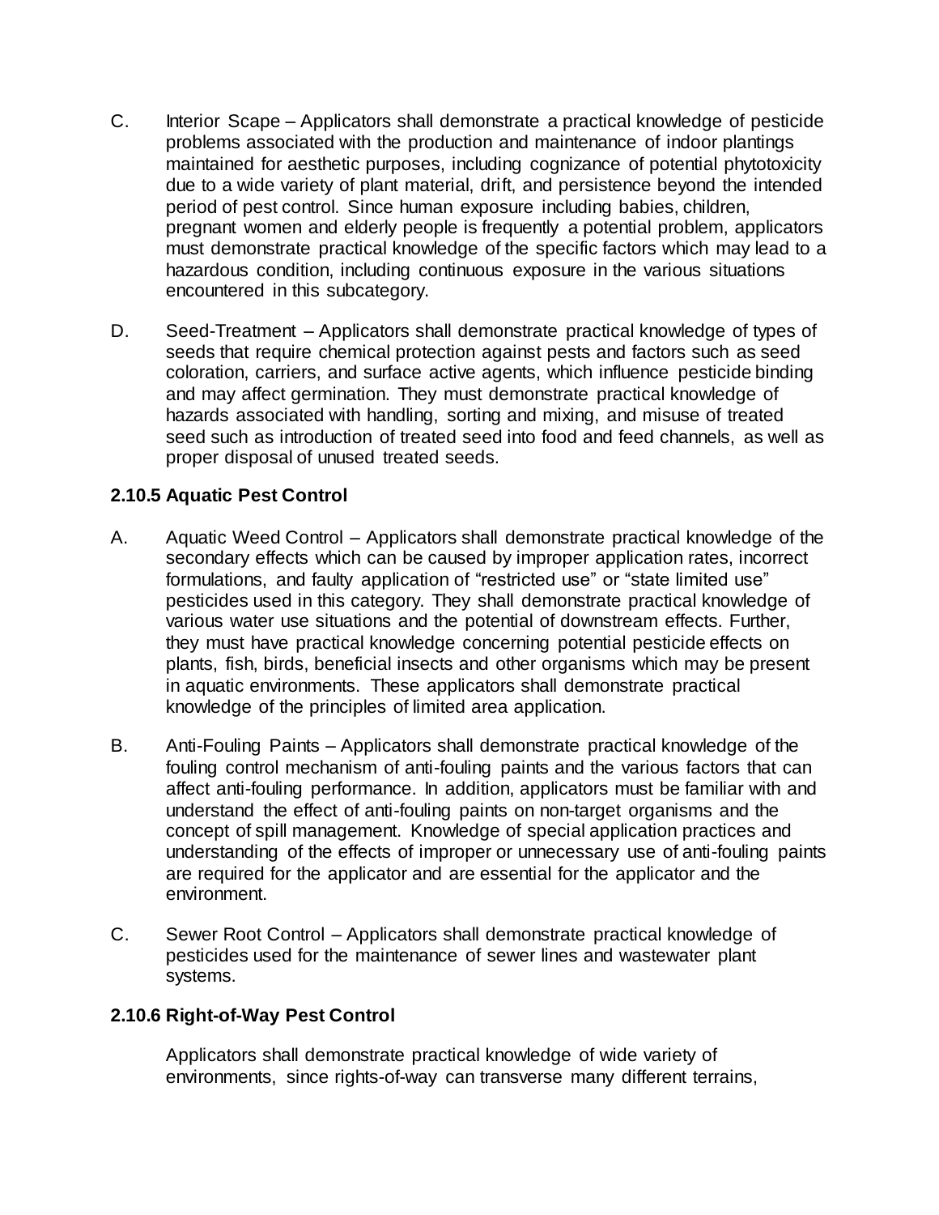C. Interior Scape – Applicators shall demonstrate a practical knowledge of pesticide problems associated with the production and maintenance of indoor plantings maintained for aesthetic purposes, including cognizance of potential phytotoxicity due to a wide variety of plant material, drift, and persistence beyond the intended period of pest control. Since human exposure including babies, children, pregnant women and elderly people is frequently a potential problem, applicators must demonstrate practical knowledge of the specific factors which may lead to a hazardous condition, including continuous exposure in the various situations encountered in this subcategory.

D. Seed-Treatment – Applicators shall demonstrate practical knowledge of types of seeds that require chemical protection against pests and factors such as seed coloration, carriers, and surface active agents, which influence pesticide binding and may affect germination. They must demonstrate practical knowledge of hazards associated with handling, sorting and mixing, and misuse of treated seed such as introduction of treated seed into food and feed channels, as well as proper disposal of unused treated seeds.

**2.10.5 Aquatic Pest Control**

A. Aquatic Weed Control – Applicators shall demonstrate practical knowledge of the secondary effects which can be caused by improper application rates, incorrect formulations, and faulty application of "restricted use" or "state limited use" pesticides used in this category. They shall demonstrate practical knowledge of various water use situations and the potential of downstream effects. Further, they must have practical knowledge concerning potential pesticide effects on plants, fish, birds, beneficial insects and other organisms which may be present in aquatic environments. These applicators shall demonstrate practical knowledge of the principles of limited area application.

B. Anti-Fouling Paints – Applicators shall demonstrate practical knowledge of the fouling control mechanism of anti-fouling paints and the various factors that can affect anti-fouling performance. In addition, applicators must be familiar with and understand the effect of anti-fouling paints on non-target organisms and the concept of spill management. Knowledge of special application practices and understanding of the effects of improper or unnecessary use of anti-fouling paints are required for the applicator and are essential for the applicator and the environment.

C. Sewer Root Control – Applicators shall demonstrate practical knowledge of pesticides used for the maintenance of sewer lines and wastewater plant systems.

**2.10.6 Right-of-Way Pest Control**

Applicators shall demonstrate practical knowledge of wide variety of environments, since rights-of-way can transverse many different terrains,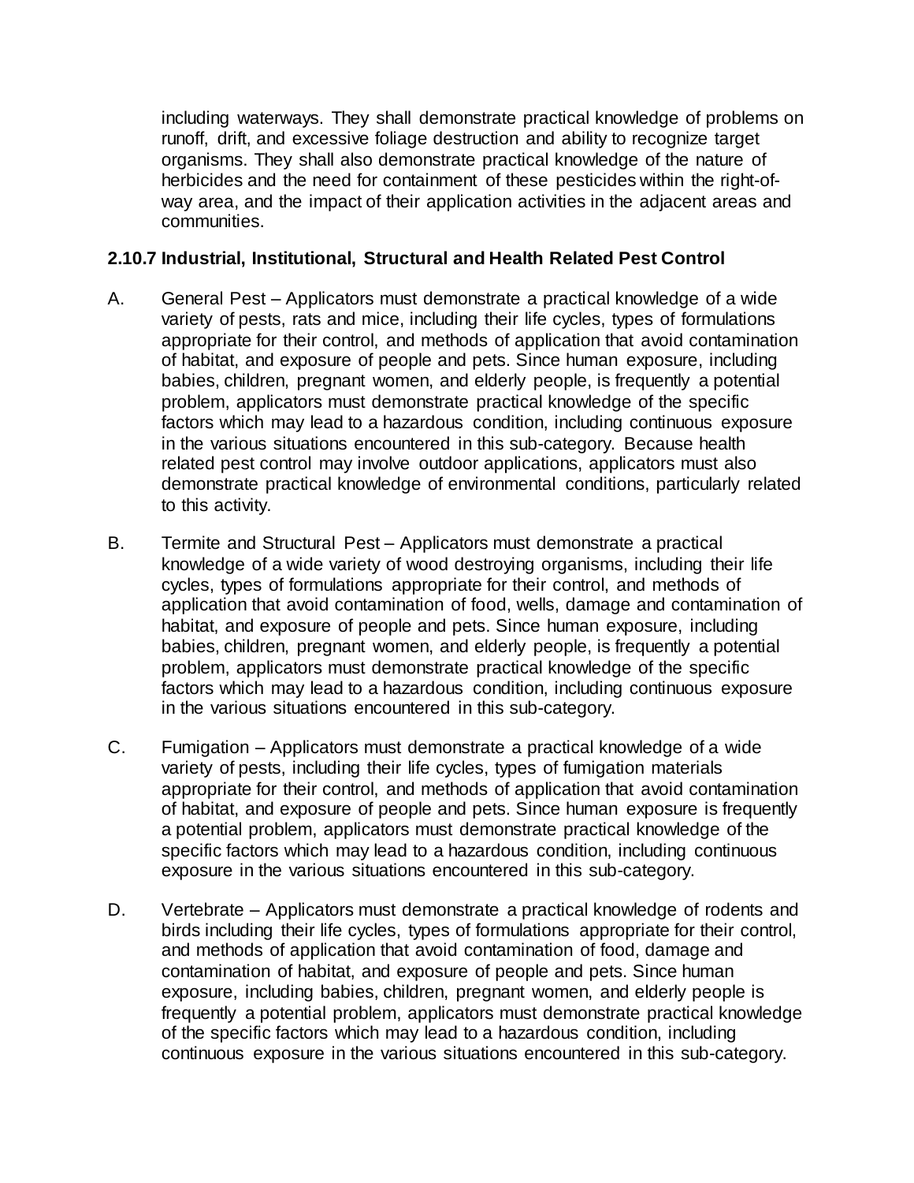including waterways. They shall demonstrate practical knowledge of problems on runoff, drift, and excessive foliage destruction and ability to recognize target organisms. They shall also demonstrate practical knowledge of the nature of herbicides and the need for containment of these pesticides within the right-of-way area, and the impact of their application activities in the adjacent areas and communities.

### 2.10.7 Industrial, Institutional, Structural and Health Related Pest Control

A. General Pest – Applicators must demonstrate a practical knowledge of a wide variety of pests, rats and mice, including their life cycles, types of formulations appropriate for their control, and methods of application that avoid contamination of habitat, and exposure of people and pets. Since human exposure, including babies, children, pregnant women, and elderly people, is frequently a potential problem, applicators must demonstrate practical knowledge of the specific factors which may lead to a hazardous condition, including continuous exposure in the various situations encountered in this sub-category. Because health related pest control may involve outdoor applications, applicators must also demonstrate practical knowledge of environmental conditions, particularly related to this activity.

B. Termite and Structural Pest – Applicators must demonstrate a practical knowledge of a wide variety of wood destroying organisms, including their life cycles, types of formulations appropriate for their control, and methods of application that avoid contamination of food, wells, damage and contamination of habitat, and exposure of people and pets. Since human exposure, including babies, children, pregnant women, and elderly people, is frequently a potential problem, applicators must demonstrate practical knowledge of the specific factors which may lead to a hazardous condition, including continuous exposure in the various situations encountered in this sub-category.

C. Fumigation – Applicators must demonstrate a practical knowledge of a wide variety of pests, including their life cycles, types of fumigation materials appropriate for their control, and methods of application that avoid contamination of habitat, and exposure of people and pets. Since human exposure is frequently a potential problem, applicators must demonstrate practical knowledge of the specific factors which may lead to a hazardous condition, including continuous exposure in the various situations encountered in this sub-category.

D. Vertebrate – Applicators must demonstrate a practical knowledge of rodents and birds including their life cycles, types of formulations appropriate for their control, and methods of application that avoid contamination of food, damage and contamination of habitat, and exposure of people and pets. Since human exposure, including babies, children, pregnant women, and elderly people is frequently a potential problem, applicators must demonstrate practical knowledge of the specific factors which may lead to a hazardous condition, including continuous exposure in the various situations encountered in this sub-category.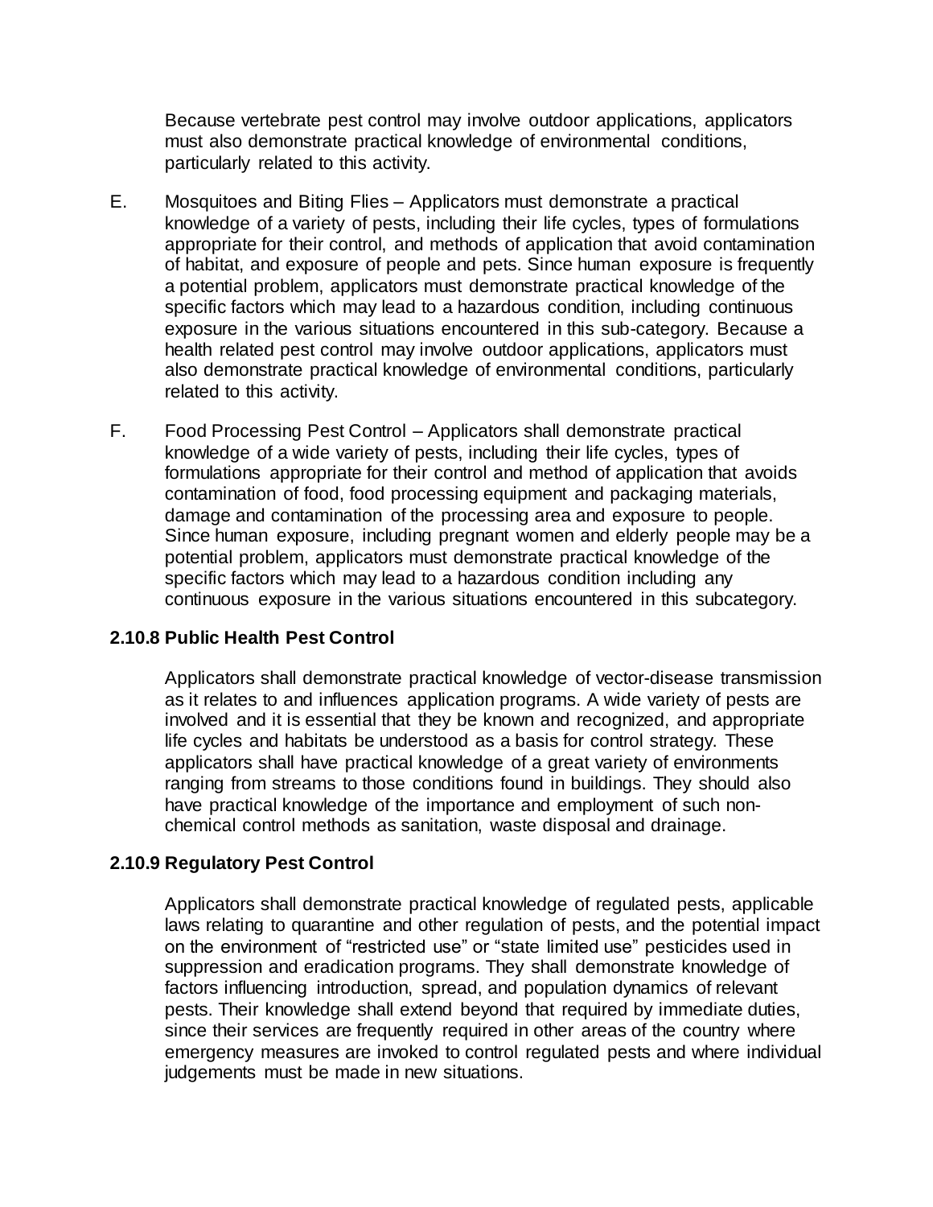Because vertebrate pest control may involve outdoor applications, applicators must also demonstrate practical knowledge of environmental conditions, particularly related to this activity.

E. Mosquitoes and Biting Flies – Applicators must demonstrate a practical knowledge of a variety of pests, including their life cycles, types of formulations appropriate for their control, and methods of application that avoid contamination of habitat, and exposure of people and pets. Since human exposure is frequently a potential problem, applicators must demonstrate practical knowledge of the specific factors which may lead to a hazardous condition, including continuous exposure in the various situations encountered in this sub-category. Because a health related pest control may involve outdoor applications, applicators must also demonstrate practical knowledge of environmental conditions, particularly related to this activity.

F. Food Processing Pest Control – Applicators shall demonstrate practical knowledge of a wide variety of pests, including their life cycles, types of formulations appropriate for their control and method of application that avoids contamination of food, food processing equipment and packaging materials, damage and contamination of the processing area and exposure to people. Since human exposure, including pregnant women and elderly people may be a potential problem, applicators must demonstrate practical knowledge of the specific factors which may lead to a hazardous condition including any continuous exposure in the various situations encountered in this subcategory.

### 2.10.8 Public Health Pest Control

Applicators shall demonstrate practical knowledge of vector-disease transmission as it relates to and influences application programs. A wide variety of pests are involved and it is essential that they be known and recognized, and appropriate life cycles and habitats be understood as a basis for control strategy. These applicators shall have practical knowledge of a great variety of environments ranging from streams to those conditions found in buildings. They should also have practical knowledge of the importance and employment of such non-chemical control methods as sanitation, waste disposal and drainage.

### 2.10.9 Regulatory Pest Control

Applicators shall demonstrate practical knowledge of regulated pests, applicable laws relating to quarantine and other regulation of pests, and the potential impact on the environment of "restricted use" or "state limited use" pesticides used in suppression and eradication programs. They shall demonstrate knowledge of factors influencing introduction, spread, and population dynamics of relevant pests. Their knowledge shall extend beyond that required by immediate duties, since their services are frequently required in other areas of the country where emergency measures are invoked to control regulated pests and where individual judgements must be made in new situations.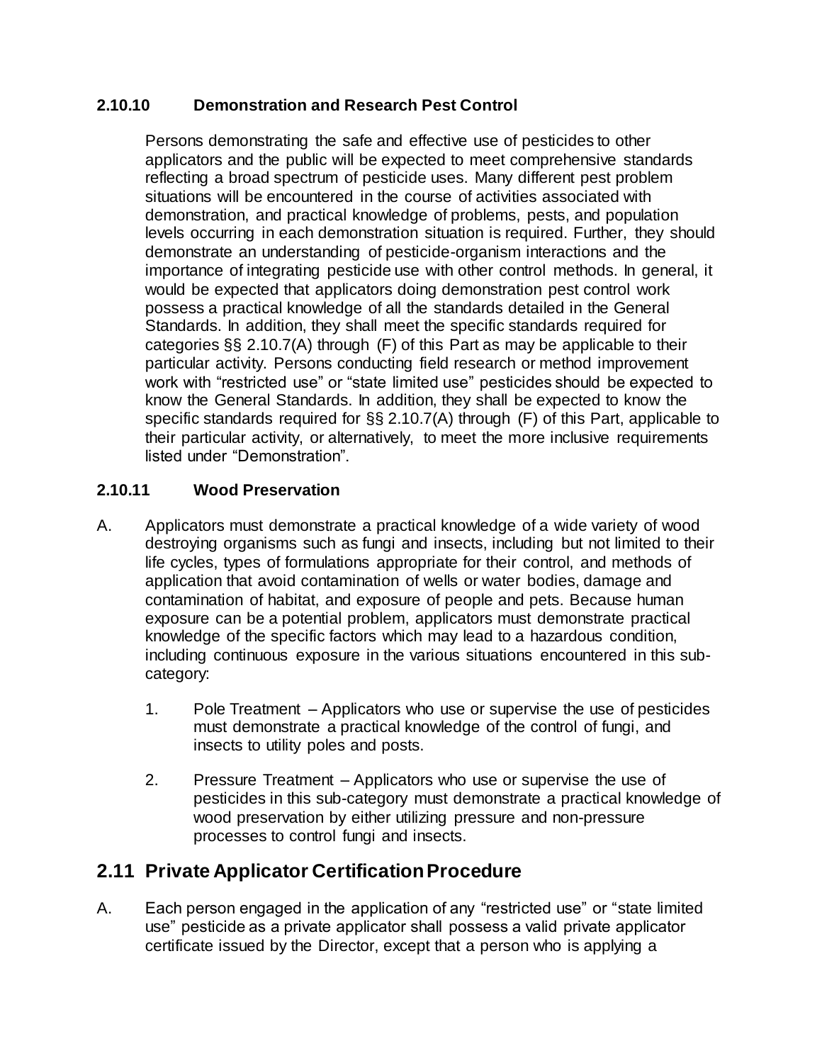### 2.10.10 Demonstration and Research Pest Control

Persons demonstrating the safe and effective use of pesticides to other applicators and the public will be expected to meet comprehensive standards reflecting a broad spectrum of pesticide uses. Many different pest problem situations will be encountered in the course of activities associated with demonstration, and practical knowledge of problems, pests, and population levels occurring in each demonstration situation is required. Further, they should demonstrate an understanding of pesticide-organism interactions and the importance of integrating pesticide use with other control methods. In general, it would be expected that applicators doing demonstration pest control work possess a practical knowledge of all the standards detailed in the General Standards. In addition, they shall meet the specific standards required for categories §§ 2.10.7(A) through (F) of this Part as may be applicable to their particular activity. Persons conducting field research or method improvement work with "restricted use" or "state limited use" pesticides should be expected to know the General Standards. In addition, they shall be expected to know the specific standards required for §§ 2.10.7(A) through (F) of this Part, applicable to their particular activity, or alternatively, to meet the more inclusive requirements listed under "Demonstration".

### 2.10.11 Wood Preservation

A. Applicators must demonstrate a practical knowledge of a wide variety of wood destroying organisms such as fungi and insects, including but not limited to their life cycles, types of formulations appropriate for their control, and methods of application that avoid contamination of wells or water bodies, damage and contamination of habitat, and exposure of people and pets. Because human exposure can be a potential problem, applicators must demonstrate practical knowledge of the specific factors which may lead to a hazardous condition, including continuous exposure in the various situations encountered in this sub-category:

   1. Pole Treatment – Applicators who use or supervise the use of pesticides must demonstrate a practical knowledge of the control of fungi, and insects to utility poles and posts.

   2. Pressure Treatment – Applicators who use or supervise the use of pesticides in this sub-category must demonstrate a practical knowledge of wood preservation by either utilizing pressure and non-pressure processes to control fungi and insects.

## 2.11 Private Applicator Certification Procedure

A. Each person engaged in the application of any "restricted use" or "state limited use" pesticide as a private applicator shall possess a valid private applicator certificate issued by the Director, except that a person who is applying a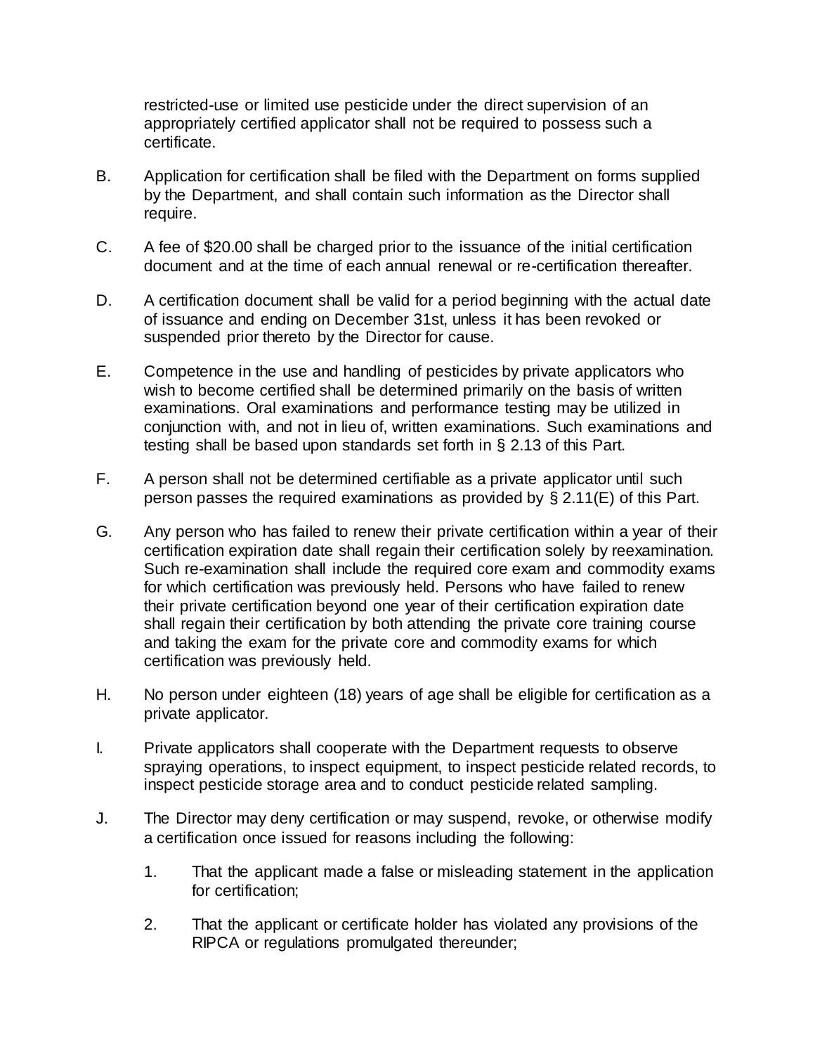restricted-use or limited use pesticide under the direct supervision of an appropriately certified applicator shall not be required to possess such a certificate.

B. Application for certification shall be filed with the Department on forms supplied by the Department, and shall contain such information as the Director shall require.

C. A fee of $20.00 shall be charged prior to the issuance of the initial certification document and at the time of each annual renewal or re-certification thereafter.

D. A certification document shall be valid for a period beginning with the actual date of issuance and ending on December 31st, unless it has been revoked or suspended prior thereto by the Director for cause.

E. Competence in the use and handling of pesticides by private applicators who wish to become certified shall be determined primarily on the basis of written examinations. Oral examinations and performance testing may be utilized in conjunction with, and not in lieu of, written examinations. Such examinations and testing shall be based upon standards set forth in § 2.13 of this Part.

F. A person shall not be determined certifiable as a private applicator until such person passes the required examinations as provided by § 2.11(E) of this Part.

G. Any person who has failed to renew their private certification within a year of their certification expiration date shall regain their certification solely by reexamination. Such re-examination shall include the required core exam and commodity exams for which certification was previously held. Persons who have failed to renew their private certification beyond one year of their certification expiration date shall regain their certification by both attending the private core training course and taking the exam for the private core and commodity exams for which certification was previously held.

H. No person under eighteen (18) years of age shall be eligible for certification as a private applicator.

I. Private applicators shall cooperate with the Department requests to observe spraying operations, to inspect equipment, to inspect pesticide related records, to inspect pesticide storage area and to conduct pesticide related sampling.

J. The Director may deny certification or may suspend, revoke, or otherwise modify a certification once issued for reasons including the following:

   1. That the applicant made a false or misleading statement in the application for certification;

   2. That the applicant or certificate holder has violated any provisions of the RIPCA or regulations promulgated thereunder;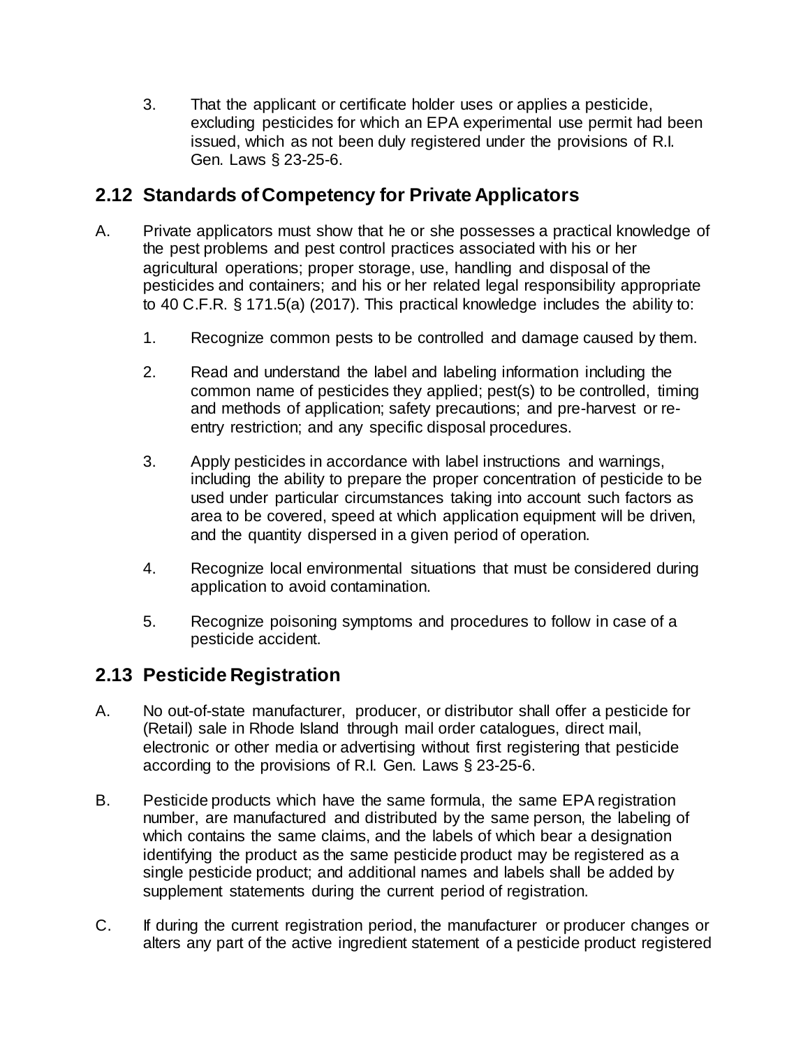3. That the applicant or certificate holder uses or applies a pesticide, excluding pesticides for which an EPA experimental use permit had been issued, which as not been duly registered under the provisions of R.I. Gen. Laws § 23-25-6.

## 2.12 Standards of Competency for Private Applicators

A. Private applicators must show that he or she possesses a practical knowledge of the pest problems and pest control practices associated with his or her agricultural operations; proper storage, use, handling and disposal of the pesticides and containers; and his or her related legal responsibility appropriate to 40 C.F.R. § 171.5(a) (2017). This practical knowledge includes the ability to:

   1. Recognize common pests to be controlled and damage caused by them.

   2. Read and understand the label and labeling information including the common name of pesticides they applied; pest(s) to be controlled, timing and methods of application; safety precautions; and pre-harvest or re-entry restriction; and any specific disposal procedures.

   3. Apply pesticides in accordance with label instructions and warnings, including the ability to prepare the proper concentration of pesticide to be used under particular circumstances taking into account such factors as area to be covered, speed at which application equipment will be driven, and the quantity dispersed in a given period of operation.

   4. Recognize local environmental situations that must be considered during application to avoid contamination.

   5. Recognize poisoning symptoms and procedures to follow in case of a pesticide accident.

## 2.13 Pesticide Registration

A. No out-of-state manufacturer, producer, or distributor shall offer a pesticide for (Retail) sale in Rhode Island through mail order catalogues, direct mail, electronic or other media or advertising without first registering that pesticide according to the provisions of R.I. Gen. Laws § 23-25-6.

B. Pesticide products which have the same formula, the same EPA registration number, are manufactured and distributed by the same person, the labeling of which contains the same claims, and the labels of which bear a designation identifying the product as the same pesticide product may be registered as a single pesticide product; and additional names and labels shall be added by supplement statements during the current period of registration.

C. If during the current registration period, the manufacturer or producer changes or alters any part of the active ingredient statement of a pesticide product registered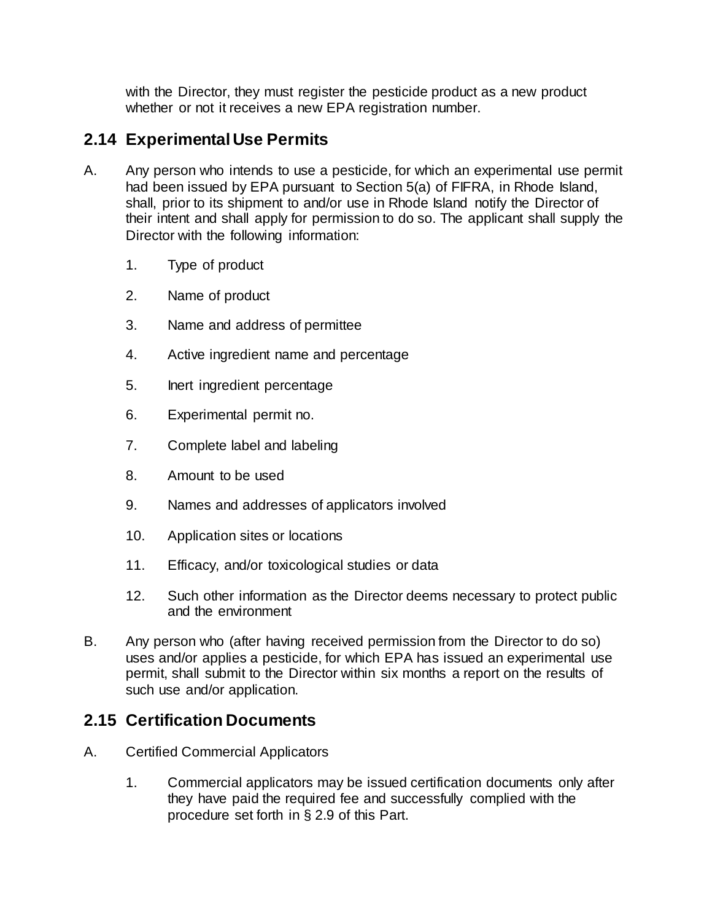with the Director, they must register the pesticide product as a new product whether or not it receives a new EPA registration number.

## 2.14 Experimental Use Permits

A. Any person who intends to use a pesticide, for which an experimental use permit had been issued by EPA pursuant to Section 5(a) of FIFRA, in Rhode Island, shall, prior to its shipment to and/or use in Rhode Island notify the Director of their intent and shall apply for permission to do so. The applicant shall supply the Director with the following information:

1. Type of product
2. Name of product
3. Name and address of permittee
4. Active ingredient name and percentage
5. Inert ingredient percentage
6. Experimental permit no.
7. Complete label and labeling
8. Amount to be used
9. Names and addresses of applicators involved
10. Application sites or locations
11. Efficacy, and/or toxicological studies or data
12. Such other information as the Director deems necessary to protect public and the environment

B. Any person who (after having received permission from the Director to do so) uses and/or applies a pesticide, for which EPA has issued an experimental use permit, shall submit to the Director within six months a report on the results of such use and/or application.

## 2.15 Certification Documents

A. Certified Commercial Applicators

1. Commercial applicators may be issued certification documents only after they have paid the required fee and successfully complied with the procedure set forth in § 2.9 of this Part.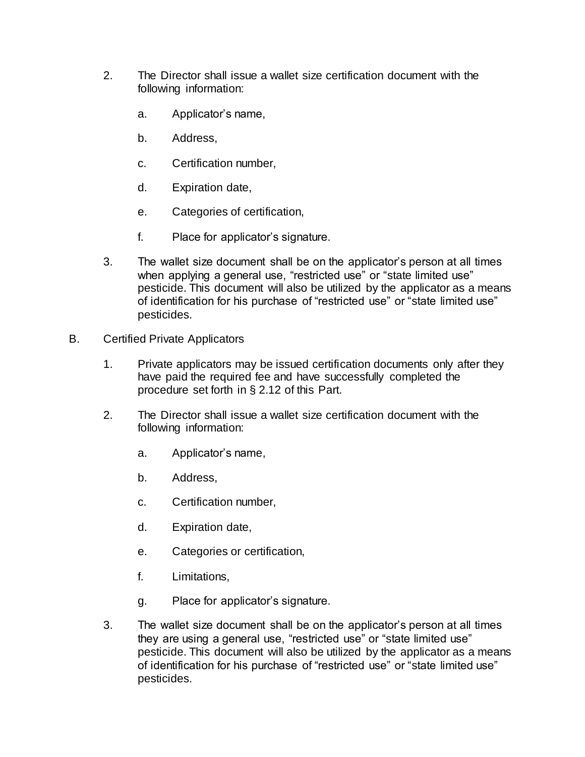2. The Director shall issue a wallet size certification document with the following information:

   a. Applicator's name,

   b. Address,

   c. Certification number,

   d. Expiration date,

   e. Categories of certification,

   f. Place for applicator's signature.

3. The wallet size document shall be on the applicator's person at all times when applying a general use, "restricted use" or "state limited use" pesticide. This document will also be utilized by the applicator as a means of identification for his purchase of "restricted use" or "state limited use" pesticides.

B. Certified Private Applicators

1. Private applicators may be issued certification documents only after they have paid the required fee and have successfully completed the procedure set forth in § 2.12 of this Part.

2. The Director shall issue a wallet size certification document with the following information:

   a. Applicator's name,

   b. Address,

   c. Certification number,

   d. Expiration date,

   e. Categories or certification,

   f. Limitations,

   g. Place for applicator's signature.

3. The wallet size document shall be on the applicator's person at all times they are using a general use, "restricted use" or "state limited use" pesticide. This document will also be utilized by the applicator as a means of identification for his purchase of "restricted use" or "state limited use" pesticides.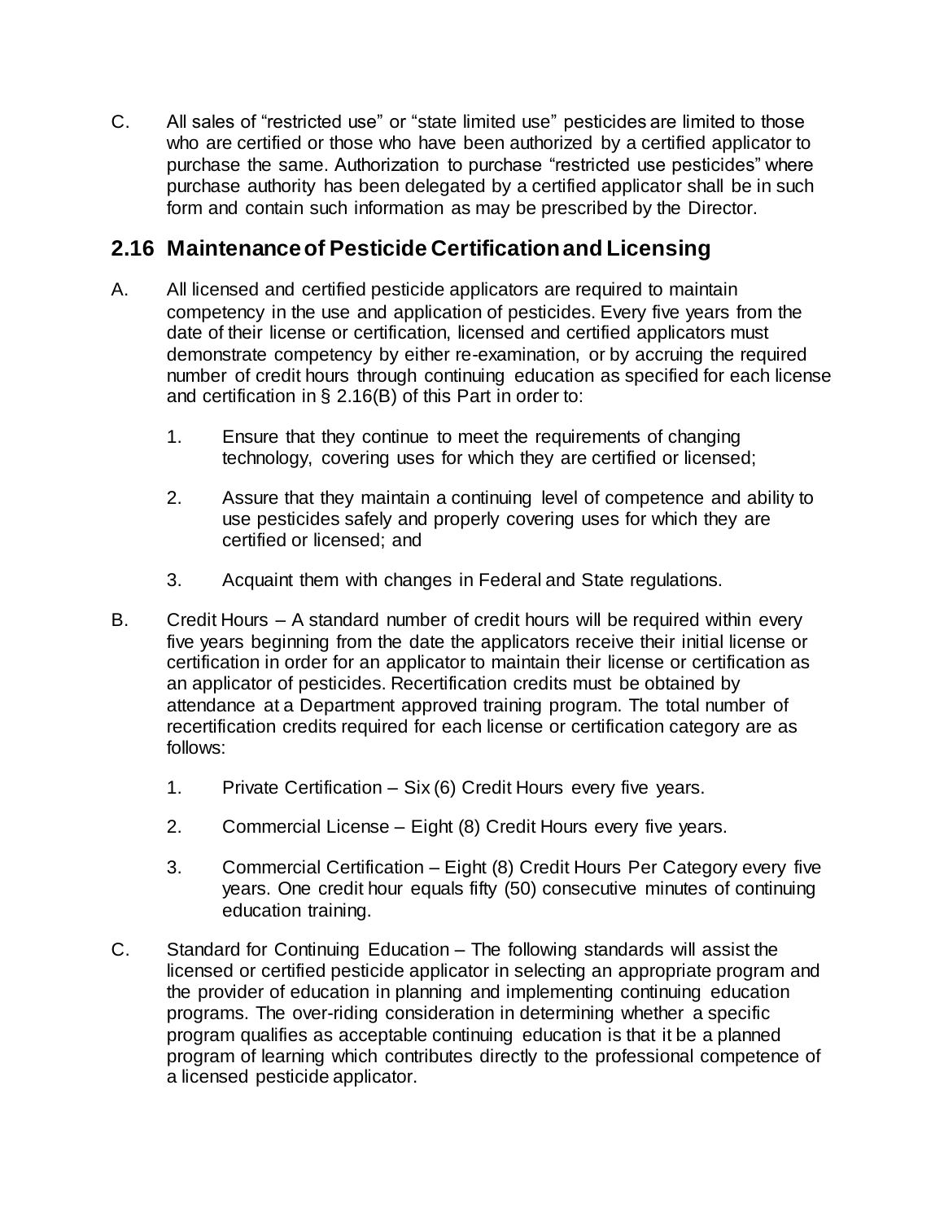C. All sales of “restricted use” or “state limited use” pesticides are limited to those who are certified or those who have been authorized by a certified applicator to purchase the same. Authorization to purchase “restricted use pesticides” where purchase authority has been delegated by a certified applicator shall be in such form and contain such information as may be prescribed by the Director.

## 2.16 Maintenance of Pesticide Certification and Licensing

A. All licensed and certified pesticide applicators are required to maintain competency in the use and application of pesticides. Every five years from the date of their license or certification, licensed and certified applicators must demonstrate competency by either re-examination, or by accruing the required number of credit hours through continuing education as specified for each license and certification in § 2.16(B) of this Part in order to:

   1. Ensure that they continue to meet the requirements of changing technology, covering uses for which they are certified or licensed;

   2. Assure that they maintain a continuing level of competence and ability to use pesticides safely and properly covering uses for which they are certified or licensed; and

   3. Acquaint them with changes in Federal and State regulations.

B. Credit Hours – A standard number of credit hours will be required within every five years beginning from the date the applicators receive their initial license or certification in order for an applicator to maintain their license or certification as an applicator of pesticides. Recertification credits must be obtained by attendance at a Department approved training program. The total number of recertification credits required for each license or certification category are as follows:

   1. Private Certification – Six (6) Credit Hours every five years.

   2. Commercial License – Eight (8) Credit Hours every five years.

   3. Commercial Certification – Eight (8) Credit Hours Per Category every five years. One credit hour equals fifty (50) consecutive minutes of continuing education training.

C. Standard for Continuing Education – The following standards will assist the licensed or certified pesticide applicator in selecting an appropriate program and the provider of education in planning and implementing continuing education programs. The over-riding consideration in determining whether a specific program qualifies as acceptable continuing education is that it be a planned program of learning which contributes directly to the professional competence of a licensed pesticide applicator.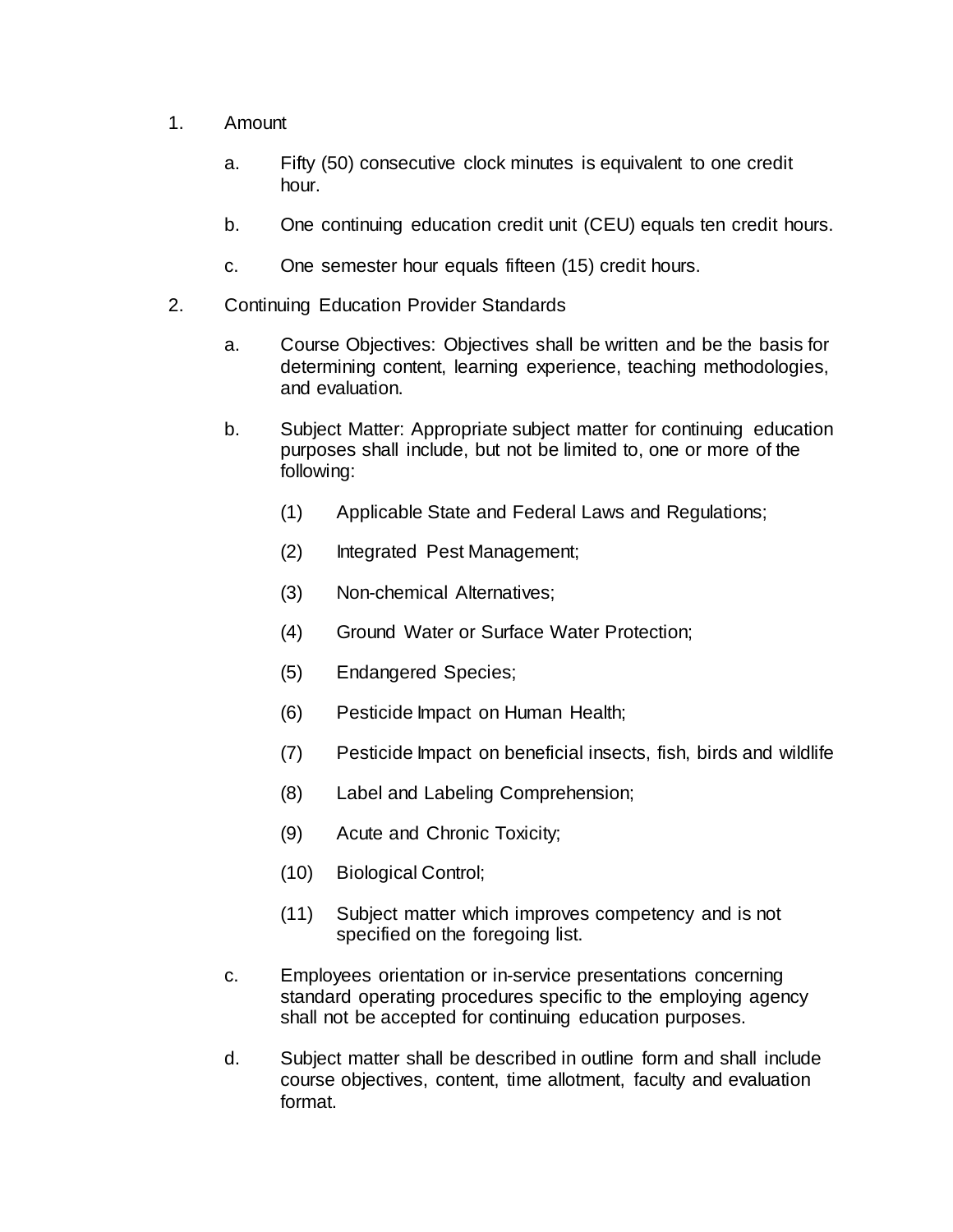1. Amount

    a. Fifty (50) consecutive clock minutes is equivalent to one credit hour.

    b. One continuing education credit unit (CEU) equals ten credit hours.

    c. One semester hour equals fifteen (15) credit hours.

2. Continuing Education Provider Standards

    a. Course Objectives: Objectives shall be written and be the basis for determining content, learning experience, teaching methodologies, and evaluation.

    b. Subject Matter: Appropriate subject matter for continuing education purposes shall include, but not be limited to, one or more of the following:

        (1) Applicable State and Federal Laws and Regulations;

        (2) Integrated Pest Management;

        (3) Non-chemical Alternatives;

        (4) Ground Water or Surface Water Protection;

        (5) Endangered Species;

        (6) Pesticide Impact on Human Health;

        (7) Pesticide Impact on beneficial insects, fish, birds and wildlife

        (8) Label and Labeling Comprehension;

        (9) Acute and Chronic Toxicity;

        (10) Biological Control;

        (11) Subject matter which improves competency and is not specified on the foregoing list.

    c. Employees orientation or in-service presentations concerning standard operating procedures specific to the employing agency shall not be accepted for continuing education purposes.

    d. Subject matter shall be described in outline form and shall include course objectives, content, time allotment, faculty and evaluation format.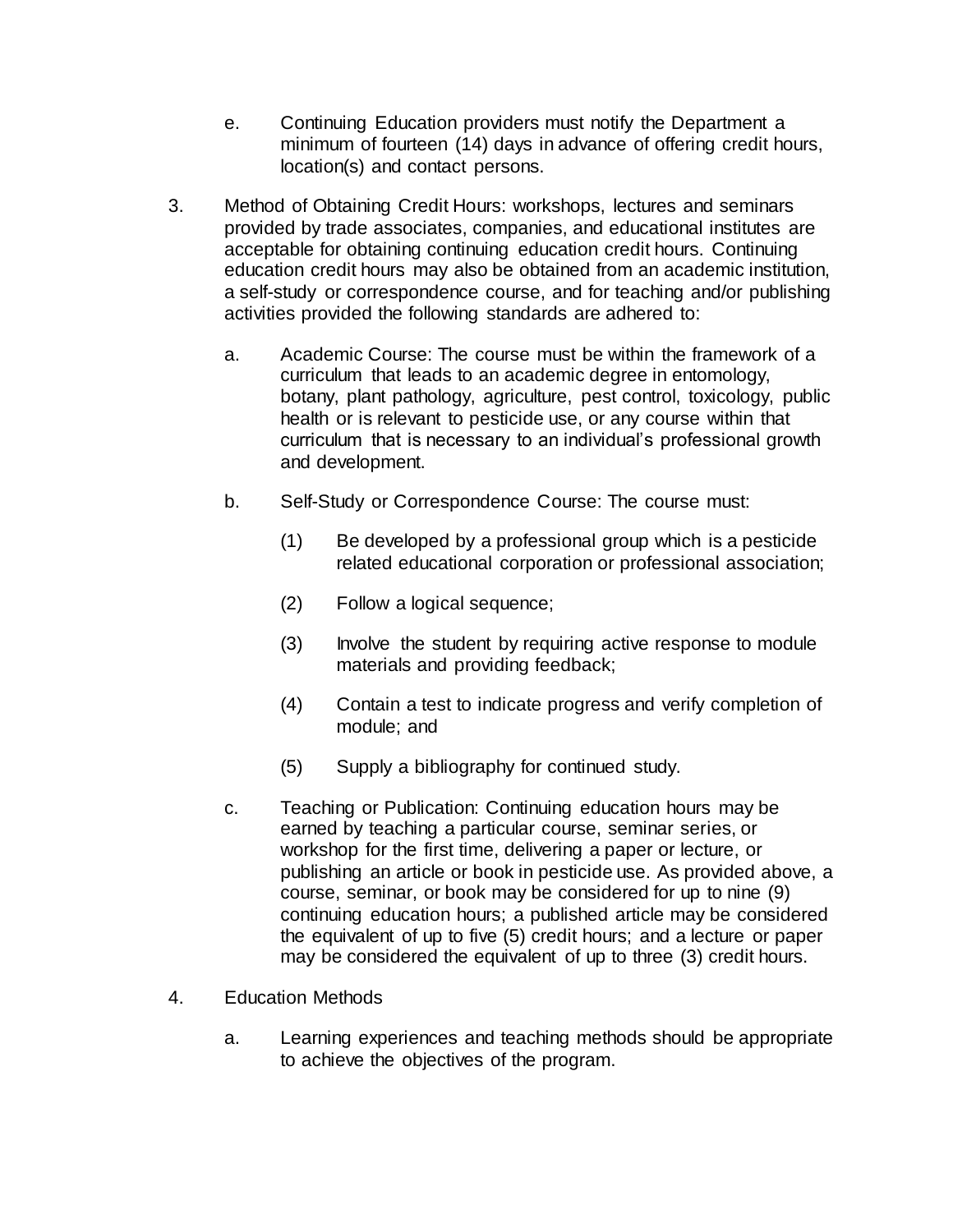e. Continuing Education providers must notify the Department a minimum of fourteen (14) days in advance of offering credit hours, location(s) and contact persons.

3. Method of Obtaining Credit Hours: workshops, lectures and seminars provided by trade associates, companies, and educational institutes are acceptable for obtaining continuing education credit hours. Continuing education credit hours may also be obtained from an academic institution, a self-study or correspondence course, and for teaching and/or publishing activities provided the following standards are adhered to:

    a. Academic Course: The course must be within the framework of a curriculum that leads to an academic degree in entomology, botany, plant pathology, agriculture, pest control, toxicology, public health or is relevant to pesticide use, or any course within that curriculum that is necessary to an individual's professional growth and development.

    b. Self-Study or Correspondence Course: The course must:

        (1) Be developed by a professional group which is a pesticide related educational corporation or professional association;

        (2) Follow a logical sequence;

        (3) Involve the student by requiring active response to module materials and providing feedback;

        (4) Contain a test to indicate progress and verify completion of module; and

        (5) Supply a bibliography for continued study.

    c. Teaching or Publication: Continuing education hours may be earned by teaching a particular course, seminar series, or workshop for the first time, delivering a paper or lecture, or publishing an article or book in pesticide use. As provided above, a course, seminar, or book may be considered for up to nine (9) continuing education hours; a published article may be considered the equivalent of up to five (5) credit hours; and a lecture or paper may be considered the equivalent of up to three (3) credit hours.

4. Education Methods

    a. Learning experiences and teaching methods should be appropriate to achieve the objectives of the program.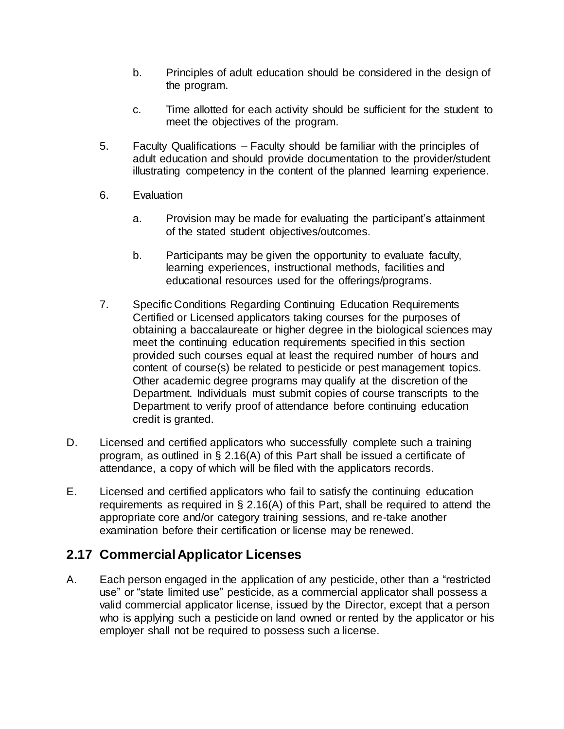b. Principles of adult education should be considered in the design of the program.

c. Time allotted for each activity should be sufficient for the student to meet the objectives of the program.

5. Faculty Qualifications – Faculty should be familiar with the principles of adult education and should provide documentation to the provider/student illustrating competency in the content of the planned learning experience.

6. Evaluation

   a. Provision may be made for evaluating the participant's attainment of the stated student objectives/outcomes.

   b. Participants may be given the opportunity to evaluate faculty, learning experiences, instructional methods, facilities and educational resources used for the offerings/programs.

7. Specific Conditions Regarding Continuing Education Requirements Certified or Licensed applicators taking courses for the purposes of obtaining a baccalaureate or higher degree in the biological sciences may meet the continuing education requirements specified in this section provided such courses equal at least the required number of hours and content of course(s) be related to pesticide or pest management topics. Other academic degree programs may qualify at the discretion of the Department. Individuals must submit copies of course transcripts to the Department to verify proof of attendance before continuing education credit is granted.

D. Licensed and certified applicators who successfully complete such a training program, as outlined in § 2.16(A) of this Part shall be issued a certificate of attendance, a copy of which will be filed with the applicators records.

E. Licensed and certified applicators who fail to satisfy the continuing education requirements as required in § 2.16(A) of this Part, shall be required to attend the appropriate core and/or category training sessions, and re-take another examination before their certification or license may be renewed.

## 2.17 Commercial Applicator Licenses

A. Each person engaged in the application of any pesticide, other than a "restricted use" or "state limited use" pesticide, as a commercial applicator shall possess a valid commercial applicator license, issued by the Director, except that a person who is applying such a pesticide on land owned or rented by the applicator or his employer shall not be required to possess such a license.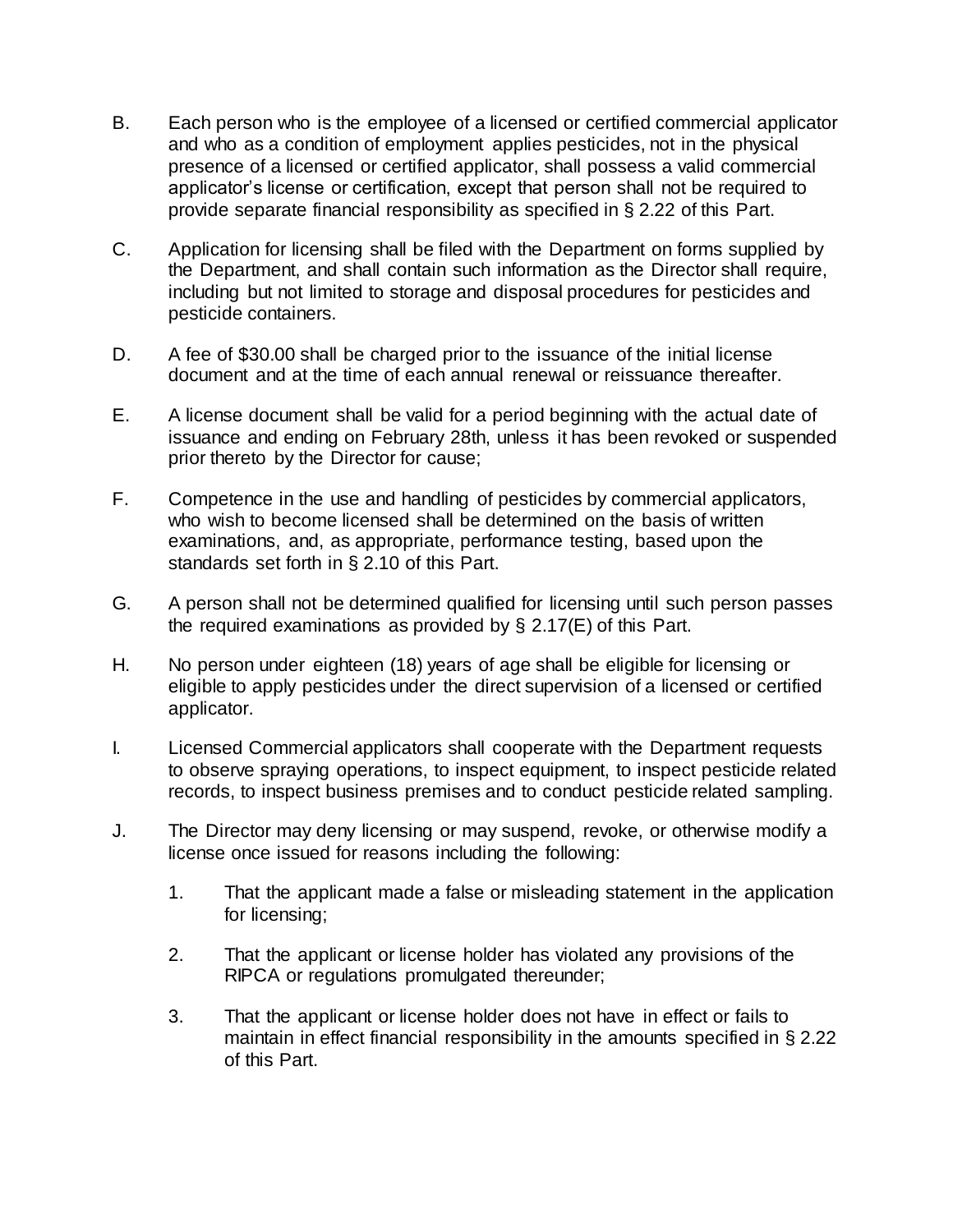B. Each person who is the employee of a licensed or certified commercial applicator and who as a condition of employment applies pesticides, not in the physical presence of a licensed or certified applicator, shall possess a valid commercial applicator's license or certification, except that person shall not be required to provide separate financial responsibility as specified in § 2.22 of this Part.

C. Application for licensing shall be filed with the Department on forms supplied by the Department, and shall contain such information as the Director shall require, including but not limited to storage and disposal procedures for pesticides and pesticide containers.

D. A fee of $30.00 shall be charged prior to the issuance of the initial license document and at the time of each annual renewal or reissuance thereafter.

E. A license document shall be valid for a period beginning with the actual date of issuance and ending on February 28th, unless it has been revoked or suspended prior thereto by the Director for cause;

F. Competence in the use and handling of pesticides by commercial applicators, who wish to become licensed shall be determined on the basis of written examinations, and, as appropriate, performance testing, based upon the standards set forth in § 2.10 of this Part.

G. A person shall not be determined qualified for licensing until such person passes the required examinations as provided by § 2.17(E) of this Part.

H. No person under eighteen (18) years of age shall be eligible for licensing or eligible to apply pesticides under the direct supervision of a licensed or certified applicator.

I. Licensed Commercial applicators shall cooperate with the Department requests to observe spraying operations, to inspect equipment, to inspect pesticide related records, to inspect business premises and to conduct pesticide related sampling.

J. The Director may deny licensing or may suspend, revoke, or otherwise modify a license once issued for reasons including the following:

   1. That the applicant made a false or misleading statement in the application for licensing;

   2. That the applicant or license holder has violated any provisions of the RIPCA or regulations promulgated thereunder;

   3. That the applicant or license holder does not have in effect or fails to maintain in effect financial responsibility in the amounts specified in § 2.22 of this Part.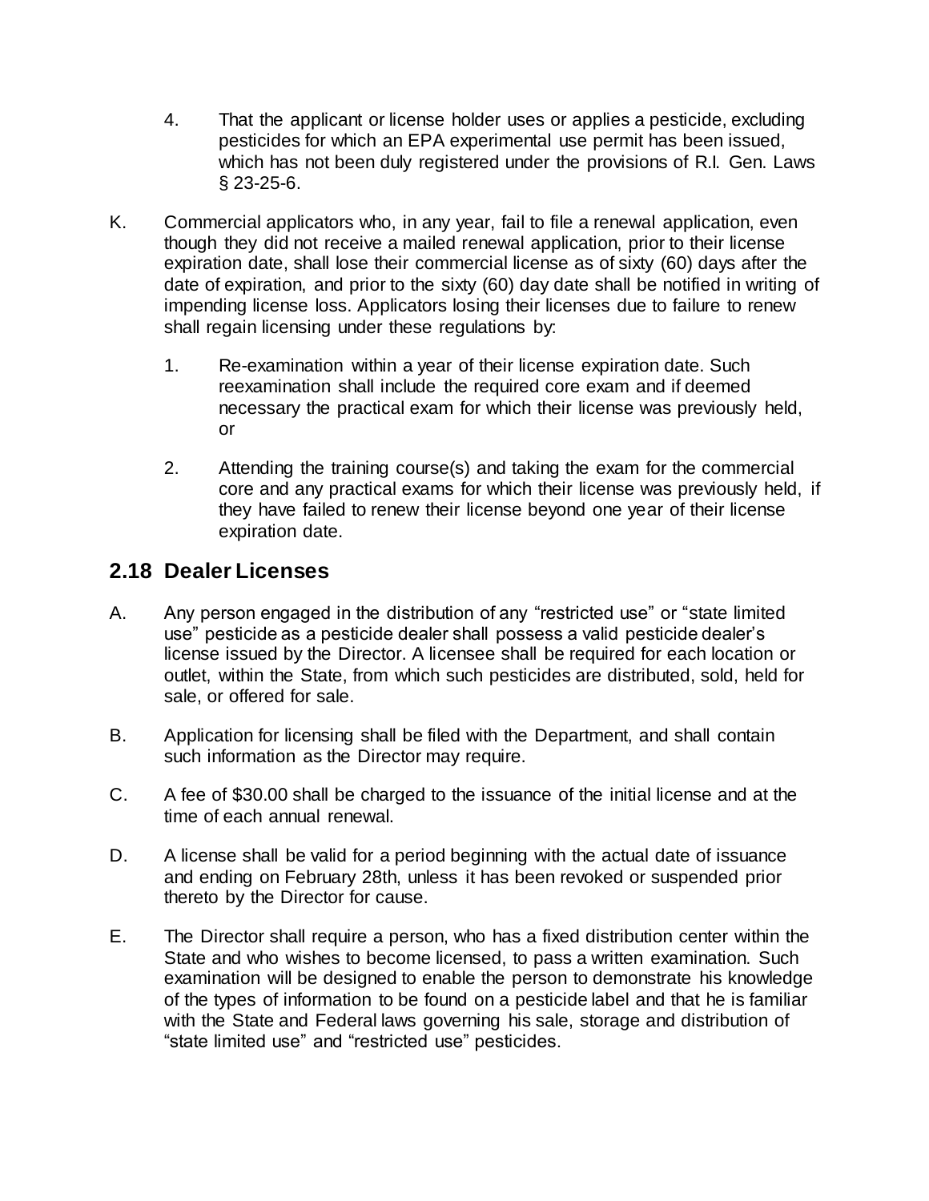4. That the applicant or license holder uses or applies a pesticide, excluding pesticides for which an EPA experimental use permit has been issued, which has not been duly registered under the provisions of R.I. Gen. Laws § 23-25-6.

K. Commercial applicators who, in any year, fail to file a renewal application, even though they did not receive a mailed renewal application, prior to their license expiration date, shall lose their commercial license as of sixty (60) days after the date of expiration, and prior to the sixty (60) day date shall be notified in writing of impending license loss. Applicators losing their licenses due to failure to renew shall regain licensing under these regulations by:

   1. Re-examination within a year of their license expiration date. Such reexamination shall include the required core exam and if deemed necessary the practical exam for which their license was previously held, or

   2. Attending the training course(s) and taking the exam for the commercial core and any practical exams for which their license was previously held, if they have failed to renew their license beyond one year of their license expiration date.

## 2.18 Dealer Licenses

A. Any person engaged in the distribution of any "restricted use" or "state limited use" pesticide as a pesticide dealer shall possess a valid pesticide dealer's license issued by the Director. A licensee shall be required for each location or outlet, within the State, from which such pesticides are distributed, sold, held for sale, or offered for sale.

B. Application for licensing shall be filed with the Department, and shall contain such information as the Director may require.

C. A fee of $30.00 shall be charged to the issuance of the initial license and at the time of each annual renewal.

D. A license shall be valid for a period beginning with the actual date of issuance and ending on February 28th, unless it has been revoked or suspended prior thereto by the Director for cause.

E. The Director shall require a person, who has a fixed distribution center within the State and who wishes to become licensed, to pass a written examination. Such examination will be designed to enable the person to demonstrate his knowledge of the types of information to be found on a pesticide label and that he is familiar with the State and Federal laws governing his sale, storage and distribution of "state limited use" and "restricted use" pesticides.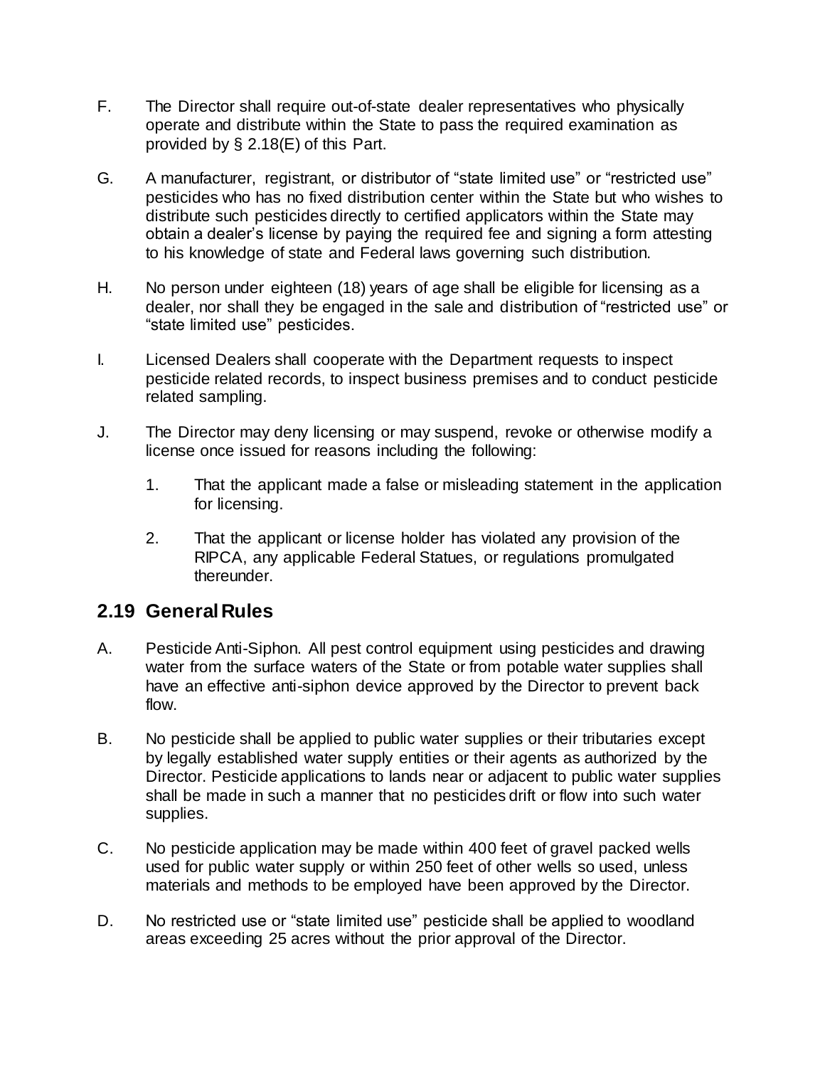F. The Director shall require out-of-state dealer representatives who physically operate and distribute within the State to pass the required examination as provided by § 2.18(E) of this Part.

G. A manufacturer, registrant, or distributor of "state limited use" or "restricted use" pesticides who has no fixed distribution center within the State but who wishes to distribute such pesticides directly to certified applicators within the State may obtain a dealer's license by paying the required fee and signing a form attesting to his knowledge of state and Federal laws governing such distribution.

H. No person under eighteen (18) years of age shall be eligible for licensing as a dealer, nor shall they be engaged in the sale and distribution of "restricted use" or "state limited use" pesticides.

I. Licensed Dealers shall cooperate with the Department requests to inspect pesticide related records, to inspect business premises and to conduct pesticide related sampling.

J. The Director may deny licensing or may suspend, revoke or otherwise modify a license once issued for reasons including the following:

    1. That the applicant made a false or misleading statement in the application for licensing.

    2. That the applicant or license holder has violated any provision of the RIPCA, any applicable Federal Statues, or regulations promulgated thereunder.

## 2.19 General Rules

A. Pesticide Anti-Siphon. All pest control equipment using pesticides and drawing water from the surface waters of the State or from potable water supplies shall have an effective anti-siphon device approved by the Director to prevent back flow.

B. No pesticide shall be applied to public water supplies or their tributaries except by legally established water supply entities or their agents as authorized by the Director. Pesticide applications to lands near or adjacent to public water supplies shall be made in such a manner that no pesticides drift or flow into such water supplies.

C. No pesticide application may be made within 400 feet of gravel packed wells used for public water supply or within 250 feet of other wells so used, unless materials and methods to be employed have been approved by the Director.

D. No restricted use or "state limited use" pesticide shall be applied to woodland areas exceeding 25 acres without the prior approval of the Director.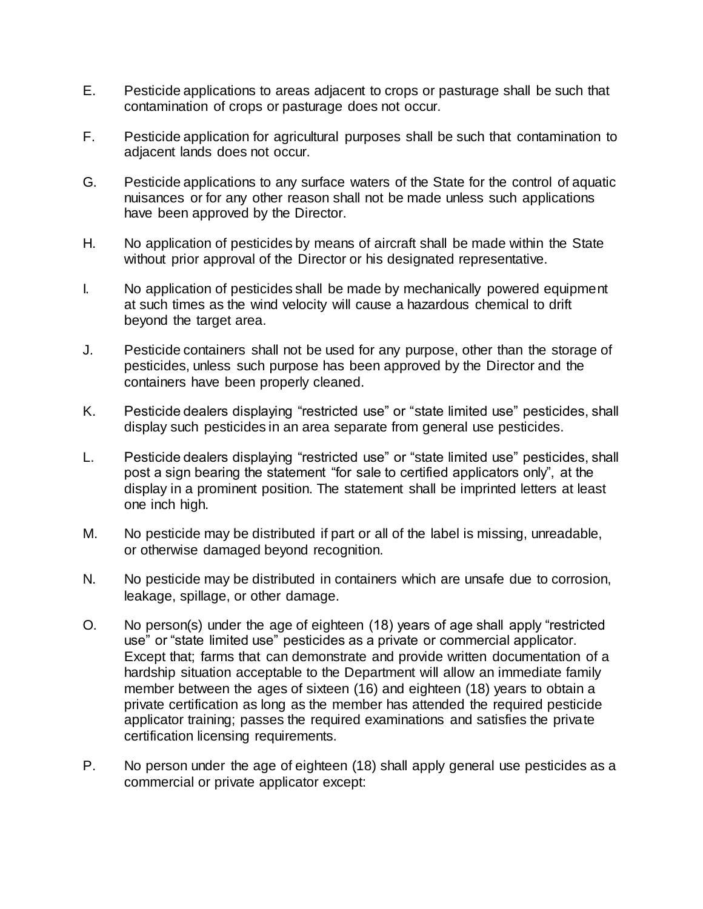E. Pesticide applications to areas adjacent to crops or pasturage shall be such that contamination of crops or pasturage does not occur.

F. Pesticide application for agricultural purposes shall be such that contamination to adjacent lands does not occur.

G. Pesticide applications to any surface waters of the State for the control of aquatic nuisances or for any other reason shall not be made unless such applications have been approved by the Director.

H. No application of pesticides by means of aircraft shall be made within the State without prior approval of the Director or his designated representative.

I. No application of pesticides shall be made by mechanically powered equipment at such times as the wind velocity will cause a hazardous chemical to drift beyond the target area.

J. Pesticide containers shall not be used for any purpose, other than the storage of pesticides, unless such purpose has been approved by the Director and the containers have been properly cleaned.

K. Pesticide dealers displaying "restricted use" or "state limited use" pesticides, shall display such pesticides in an area separate from general use pesticides.

L. Pesticide dealers displaying "restricted use" or "state limited use" pesticides, shall post a sign bearing the statement "for sale to certified applicators only", at the display in a prominent position. The statement shall be imprinted letters at least one inch high.

M. No pesticide may be distributed if part or all of the label is missing, unreadable, or otherwise damaged beyond recognition.

N. No pesticide may be distributed in containers which are unsafe due to corrosion, leakage, spillage, or other damage.

O. No person(s) under the age of eighteen (18) years of age shall apply "restricted use" or "state limited use" pesticides as a private or commercial applicator. Except that; farms that can demonstrate and provide written documentation of a hardship situation acceptable to the Department will allow an immediate family member between the ages of sixteen (16) and eighteen (18) years to obtain a private certification as long as the member has attended the required pesticide applicator training; passes the required examinations and satisfies the private certification licensing requirements.

P. No person under the age of eighteen (18) shall apply general use pesticides as a commercial or private applicator except: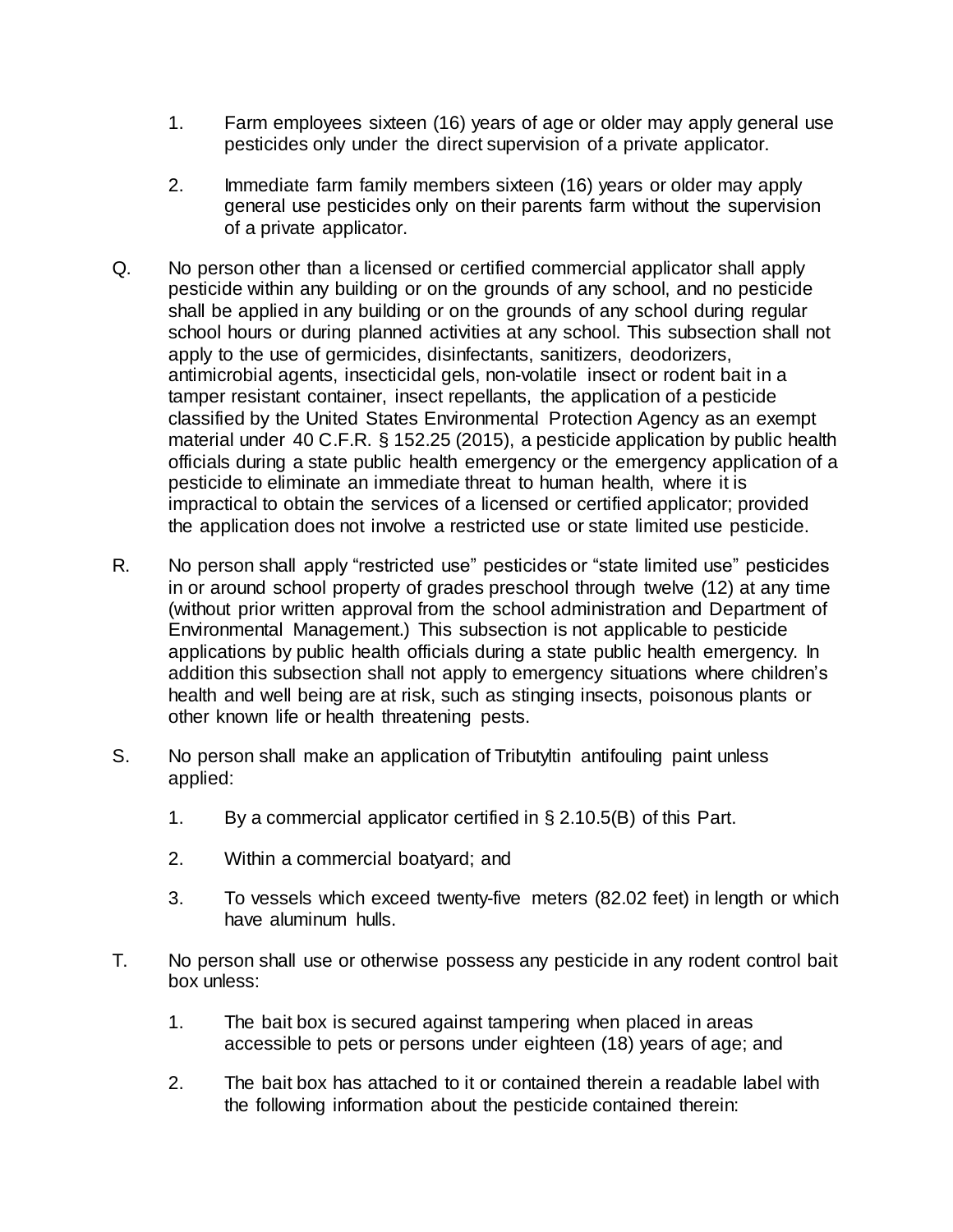1. Farm employees sixteen (16) years of age or older may apply general use pesticides only under the direct supervision of a private applicator.

2. Immediate farm family members sixteen (16) years or older may apply general use pesticides only on their parents farm without the supervision of a private applicator.

Q. No person other than a licensed or certified commercial applicator shall apply pesticide within any building or on the grounds of any school, and no pesticide shall be applied in any building or on the grounds of any school during regular school hours or during planned activities at any school. This subsection shall not apply to the use of germicides, disinfectants, sanitizers, deodorizers, antimicrobial agents, insecticidal gels, non-volatile insect or rodent bait in a tamper resistant container, insect repellants, the application of a pesticide classified by the United States Environmental Protection Agency as an exempt material under 40 C.F.R. § 152.25 (2015), a pesticide application by public health officials during a state public health emergency or the emergency application of a pesticide to eliminate an immediate threat to human health, where it is impractical to obtain the services of a licensed or certified applicator; provided the application does not involve a restricted use or state limited use pesticide.

R. No person shall apply "restricted use" pesticides or "state limited use" pesticides in or around school property of grades preschool through twelve (12) at any time (without prior written approval from the school administration and Department of Environmental Management.) This subsection is not applicable to pesticide applications by public health officials during a state public health emergency. In addition this subsection shall not apply to emergency situations where children's health and well being are at risk, such as stinging insects, poisonous plants or other known life or health threatening pests.

S. No person shall make an application of Tributyltin antifouling paint unless applied:

1. By a commercial applicator certified in § 2.10.5(B) of this Part.

2. Within a commercial boatyard; and

3. To vessels which exceed twenty-five meters (82.02 feet) in length or which have aluminum hulls.

T. No person shall use or otherwise possess any pesticide in any rodent control bait box unless:

1. The bait box is secured against tampering when placed in areas accessible to pets or persons under eighteen (18) years of age; and

2. The bait box has attached to it or contained therein a readable label with the following information about the pesticide contained therein: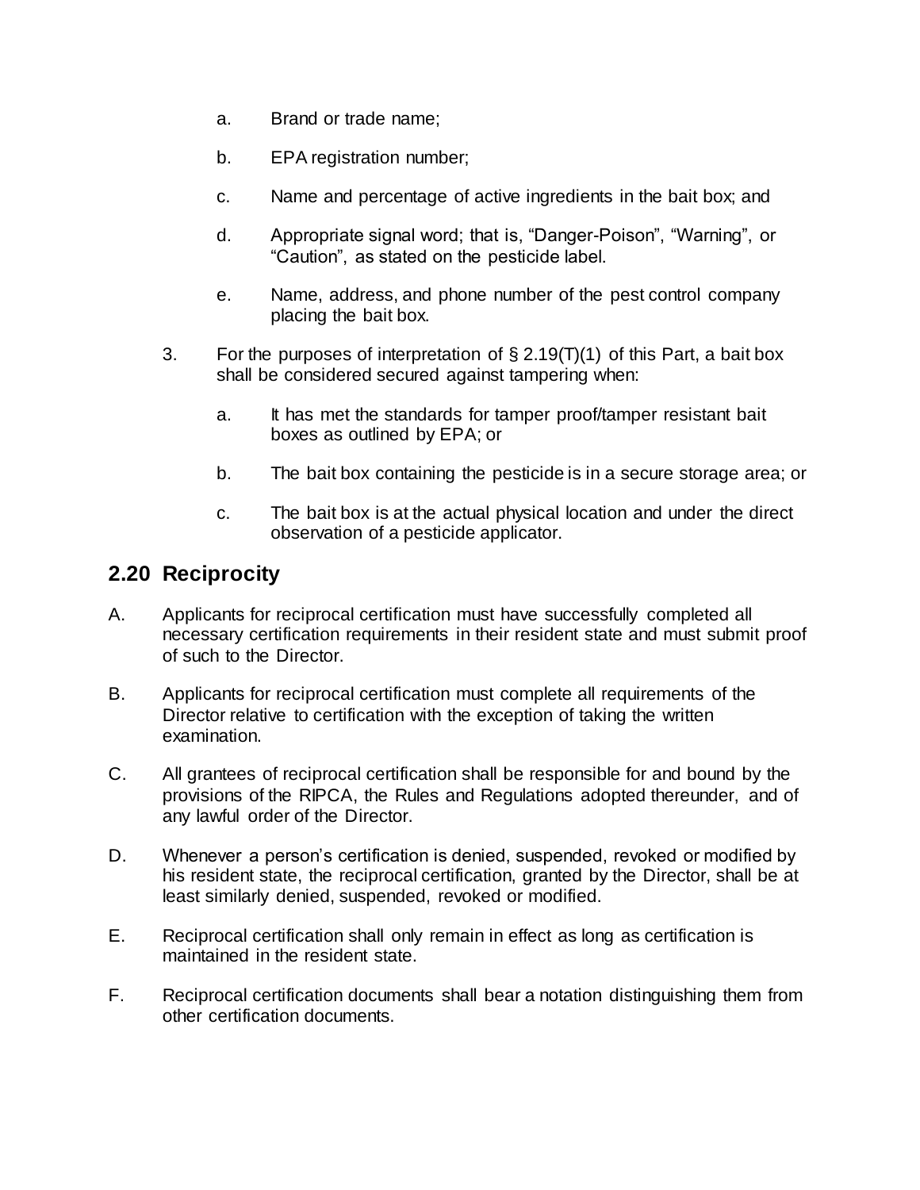a. Brand or trade name;

b. EPA registration number;

c. Name and percentage of active ingredients in the bait box; and

d. Appropriate signal word; that is, "Danger-Poison", "Warning", or "Caution", as stated on the pesticide label.

e. Name, address, and phone number of the pest control company placing the bait box.

3. For the purposes of interpretation of § 2.19(T)(1) of this Part, a bait box shall be considered secured against tampering when:

   a. It has met the standards for tamper proof/tamper resistant bait boxes as outlined by EPA; or

   b. The bait box containing the pesticide is in a secure storage area; or

   c. The bait box is at the actual physical location and under the direct observation of a pesticide applicator.

## 2.20 Reciprocity

A. Applicants for reciprocal certification must have successfully completed all necessary certification requirements in their resident state and must submit proof of such to the Director.

B. Applicants for reciprocal certification must complete all requirements of the Director relative to certification with the exception of taking the written examination.

C. All grantees of reciprocal certification shall be responsible for and bound by the provisions of the RIPCA, the Rules and Regulations adopted thereunder, and of any lawful order of the Director.

D. Whenever a person's certification is denied, suspended, revoked or modified by his resident state, the reciprocal certification, granted by the Director, shall be at least similarly denied, suspended, revoked or modified.

E. Reciprocal certification shall only remain in effect as long as certification is maintained in the resident state.

F. Reciprocal certification documents shall bear a notation distinguishing them from other certification documents.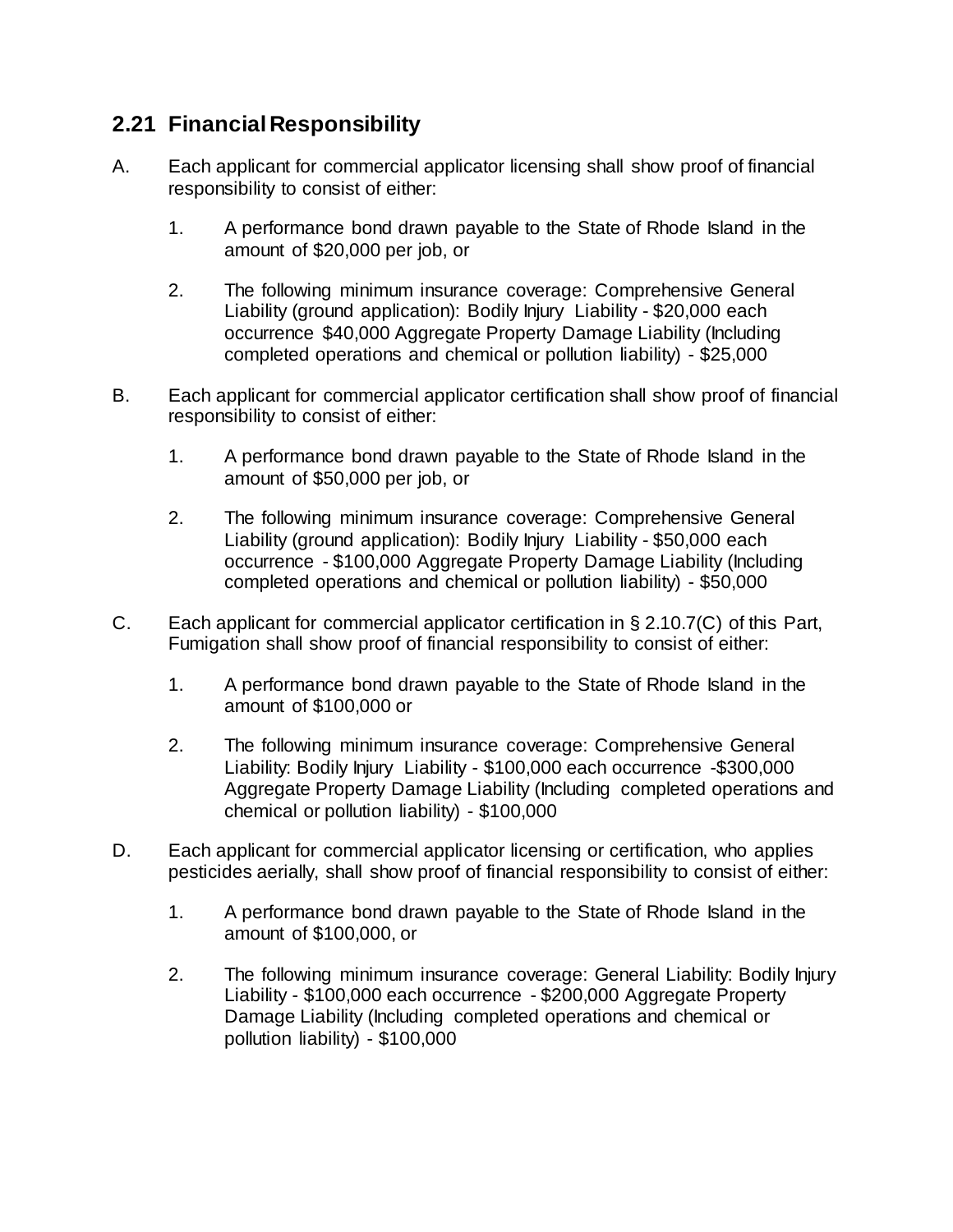## 2.21 Financial Responsibility

A. Each applicant for commercial applicator licensing shall show proof of financial responsibility to consist of either:

   1. A performance bond drawn payable to the State of Rhode Island in the amount of $20,000 per job, or

   2. The following minimum insurance coverage: Comprehensive General Liability (ground application): Bodily Injury Liability - $20,000 each occurrence $40,000 Aggregate Property Damage Liability (Including completed operations and chemical or pollution liability) - $25,000

B. Each applicant for commercial applicator certification shall show proof of financial responsibility to consist of either:

   1. A performance bond drawn payable to the State of Rhode Island in the amount of $50,000 per job, or

   2. The following minimum insurance coverage: Comprehensive General Liability (ground application): Bodily Injury Liability - $50,000 each occurrence - $100,000 Aggregate Property Damage Liability (Including completed operations and chemical or pollution liability) - $50,000

C. Each applicant for commercial applicator certification in § 2.10.7(C) of this Part, Fumigation shall show proof of financial responsibility to consist of either:

   1. A performance bond drawn payable to the State of Rhode Island in the amount of $100,000 or

   2. The following minimum insurance coverage: Comprehensive General Liability: Bodily Injury Liability - $100,000 each occurrence -$300,000 Aggregate Property Damage Liability (Including completed operations and chemical or pollution liability) - $100,000

D. Each applicant for commercial applicator licensing or certification, who applies pesticides aerially, shall show proof of financial responsibility to consist of either:

   1. A performance bond drawn payable to the State of Rhode Island in the amount of $100,000, or

   2. The following minimum insurance coverage: General Liability: Bodily Injury Liability - $100,000 each occurrence - $200,000 Aggregate Property Damage Liability (Including completed operations and chemical or pollution liability) - $100,000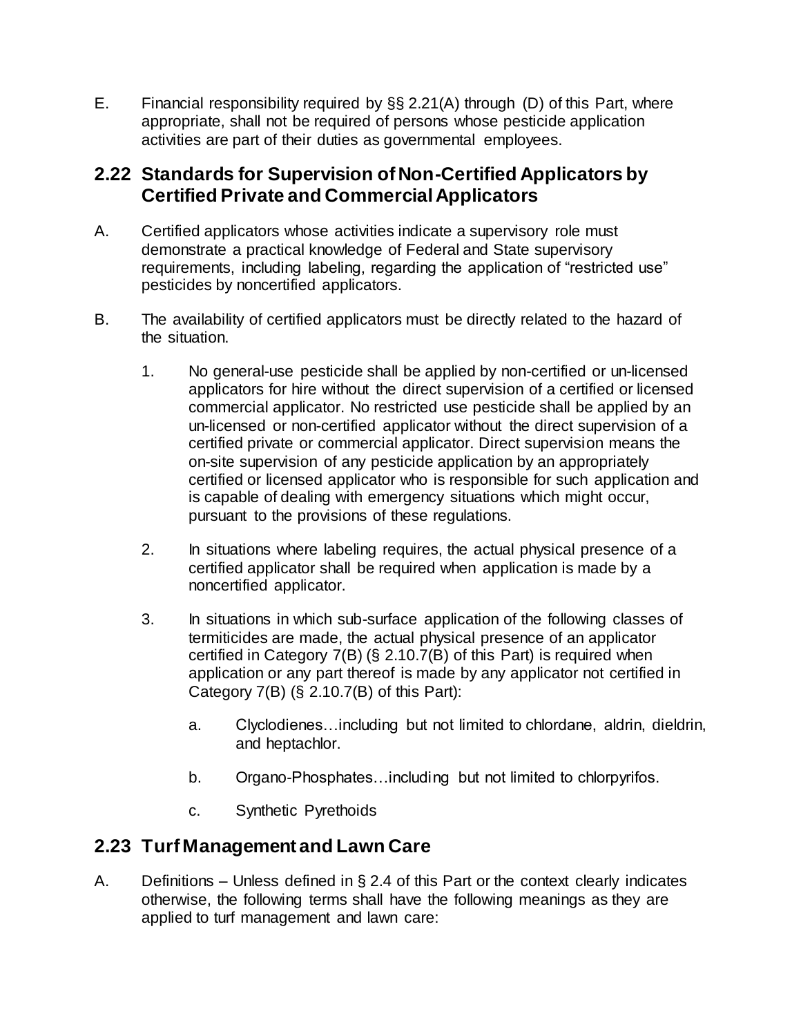E. Financial responsibility required by §§ 2.21(A) through (D) of this Part, where appropriate, shall not be required of persons whose pesticide application activities are part of their duties as governmental employees.

## 2.22 Standards for Supervision of Non-Certified Applicators by Certified Private and Commercial Applicators

A. Certified applicators whose activities indicate a supervisory role must demonstrate a practical knowledge of Federal and State supervisory requirements, including labeling, regarding the application of "restricted use" pesticides by noncertified applicators.

B. The availability of certified applicators must be directly related to the hazard of the situation.

1. No general-use pesticide shall be applied by non-certified or un-licensed applicators for hire without the direct supervision of a certified or licensed commercial applicator. No restricted use pesticide shall be applied by an un-licensed or non-certified applicator without the direct supervision of a certified private or commercial applicator. Direct supervision means the on-site supervision of any pesticide application by an appropriately certified or licensed applicator who is responsible for such application and is capable of dealing with emergency situations which might occur, pursuant to the provisions of these regulations.

2. In situations where labeling requires, the actual physical presence of a certified applicator shall be required when application is made by a noncertified applicator.

3. In situations in which sub-surface application of the following classes of termiticides are made, the actual physical presence of an applicator certified in Category 7(B) (§ 2.10.7(B) of this Part) is required when application or any part thereof is made by any applicator not certified in Category 7(B) (§ 2.10.7(B) of this Part):

   a. Clyclodienes…including but not limited to chlordane, aldrin, dieldrin, and heptachlor.

   b. Organo-Phosphates…including but not limited to chlorpyrifos.

   c. Synthetic Pyrethoids

## 2.23 Turf Management and Lawn Care

A. Definitions – Unless defined in § 2.4 of this Part or the context clearly indicates otherwise, the following terms shall have the following meanings as they are applied to turf management and lawn care: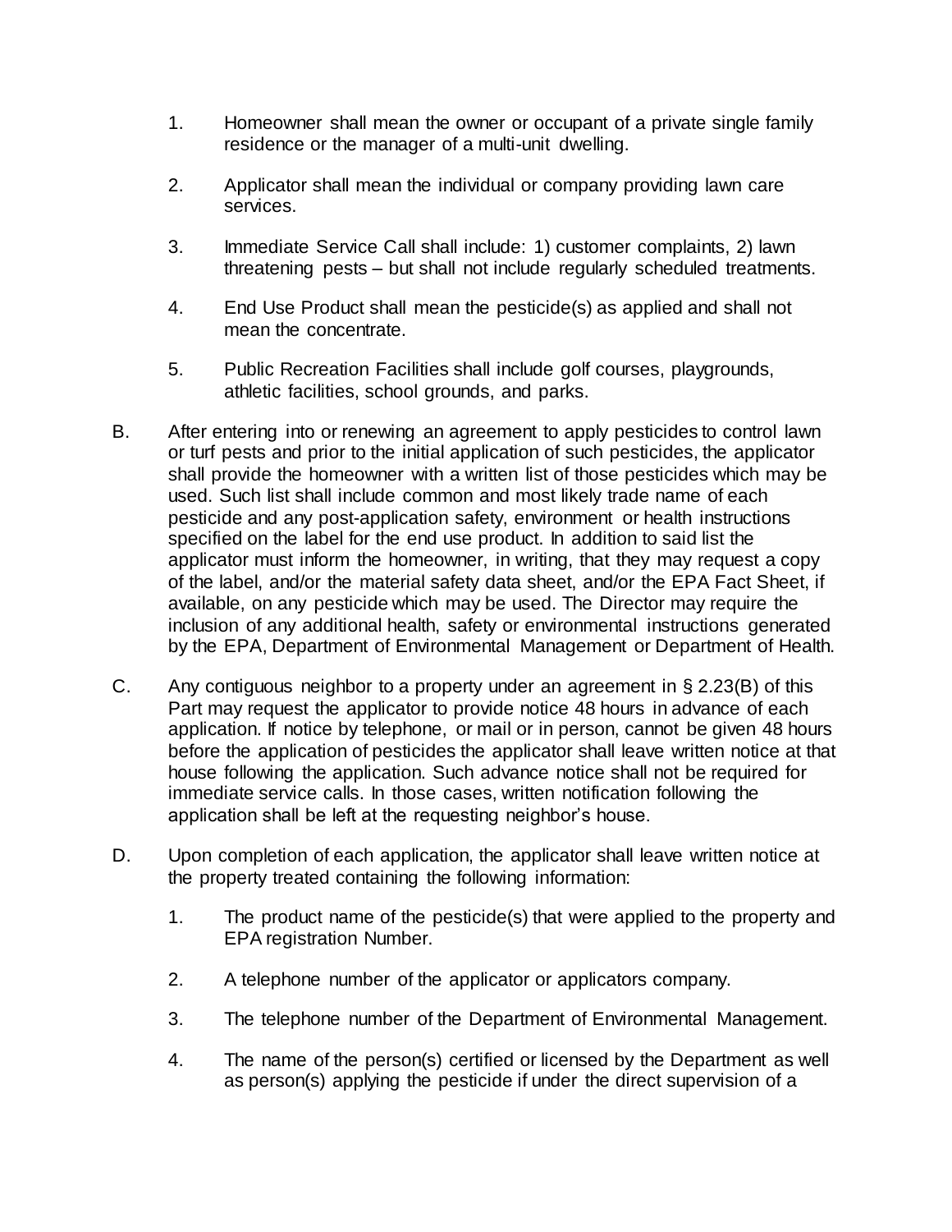1. Homeowner shall mean the owner or occupant of a private single family residence or the manager of a multi-unit dwelling.

2. Applicator shall mean the individual or company providing lawn care services.

3. Immediate Service Call shall include: 1) customer complaints, 2) lawn threatening pests – but shall not include regularly scheduled treatments.

4. End Use Product shall mean the pesticide(s) as applied and shall not mean the concentrate.

5. Public Recreation Facilities shall include golf courses, playgrounds, athletic facilities, school grounds, and parks.

B. After entering into or renewing an agreement to apply pesticides to control lawn or turf pests and prior to the initial application of such pesticides, the applicator shall provide the homeowner with a written list of those pesticides which may be used. Such list shall include common and most likely trade name of each pesticide and any post-application safety, environment or health instructions specified on the label for the end use product. In addition to said list the applicator must inform the homeowner, in writing, that they may request a copy of the label, and/or the material safety data sheet, and/or the EPA Fact Sheet, if available, on any pesticide which may be used. The Director may require the inclusion of any additional health, safety or environmental instructions generated by the EPA, Department of Environmental Management or Department of Health.

C. Any contiguous neighbor to a property under an agreement in § 2.23(B) of this Part may request the applicator to provide notice 48 hours in advance of each application. If notice by telephone, or mail or in person, cannot be given 48 hours before the application of pesticides the applicator shall leave written notice at that house following the application. Such advance notice shall not be required for immediate service calls. In those cases, written notification following the application shall be left at the requesting neighbor's house.

D. Upon completion of each application, the applicator shall leave written notice at the property treated containing the following information:

1. The product name of the pesticide(s) that were applied to the property and EPA registration Number.

2. A telephone number of the applicator or applicators company.

3. The telephone number of the Department of Environmental Management.

4. The name of the person(s) certified or licensed by the Department as well as person(s) applying the pesticide if under the direct supervision of a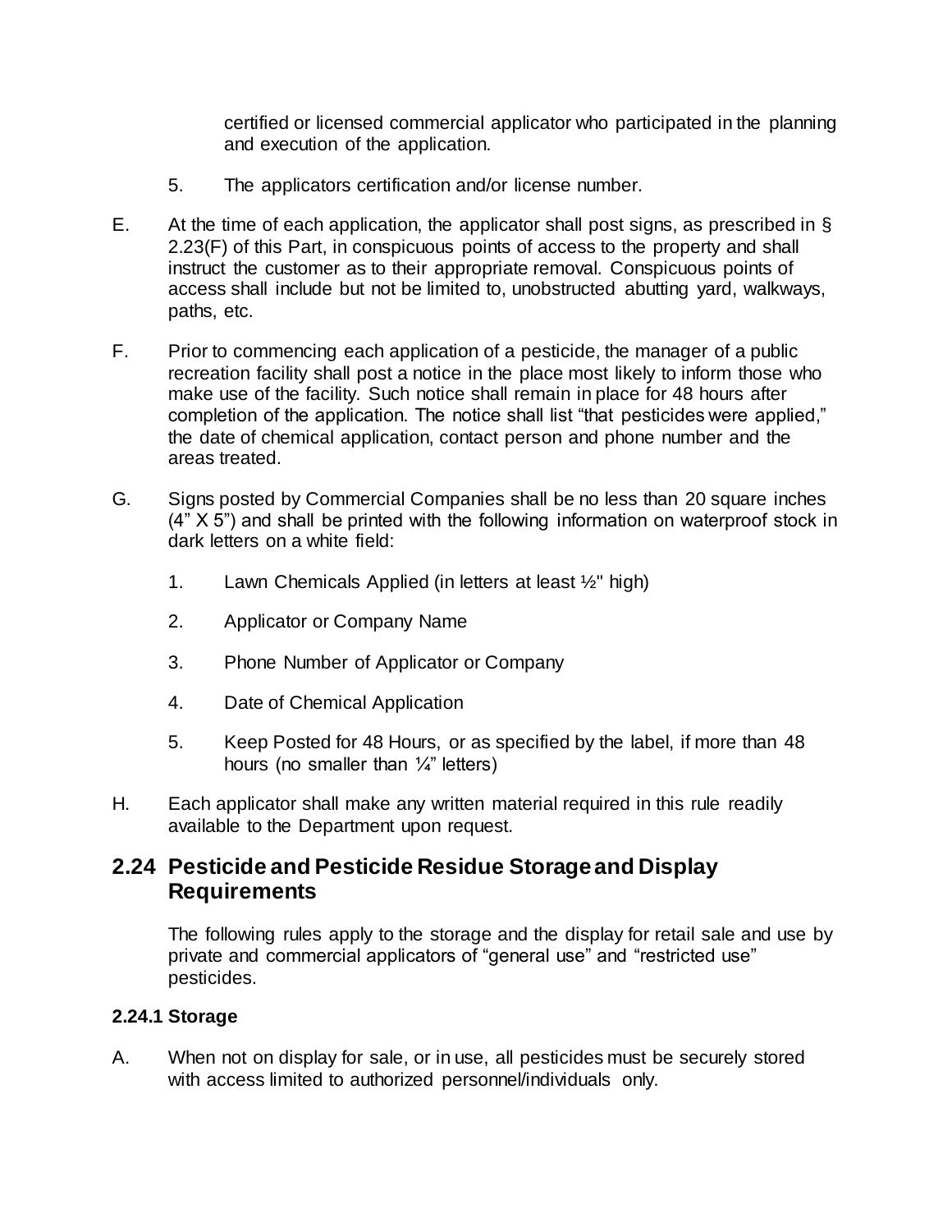certified or licensed commercial applicator who participated in the planning and execution of the application.

5. The applicators certification and/or license number.

E. At the time of each application, the applicator shall post signs, as prescribed in § 2.23(F) of this Part, in conspicuous points of access to the property and shall instruct the customer as to their appropriate removal. Conspicuous points of access shall include but not be limited to, unobstructed abutting yard, walkways, paths, etc.

F. Prior to commencing each application of a pesticide, the manager of a public recreation facility shall post a notice in the place most likely to inform those who make use of the facility. Such notice shall remain in place for 48 hours after completion of the application. The notice shall list "that pesticides were applied," the date of chemical application, contact person and phone number and the areas treated.

G. Signs posted by Commercial Companies shall be no less than 20 square inches (4" X 5") and shall be printed with the following information on waterproof stock in dark letters on a white field:

1. Lawn Chemicals Applied (in letters at least ½" high)

2. Applicator or Company Name

3. Phone Number of Applicator or Company

4. Date of Chemical Application

5. Keep Posted for 48 Hours, or as specified by the label, if more than 48 hours (no smaller than ¼" letters)

H. Each applicator shall make any written material required in this rule readily available to the Department upon request.

## 2.24 Pesticide and Pesticide Residue Storage and Display Requirements

The following rules apply to the storage and the display for retail sale and use by private and commercial applicators of "general use" and "restricted use" pesticides.

### 2.24.1 Storage

A. When not on display for sale, or in use, all pesticides must be securely stored with access limited to authorized personnel/individuals only.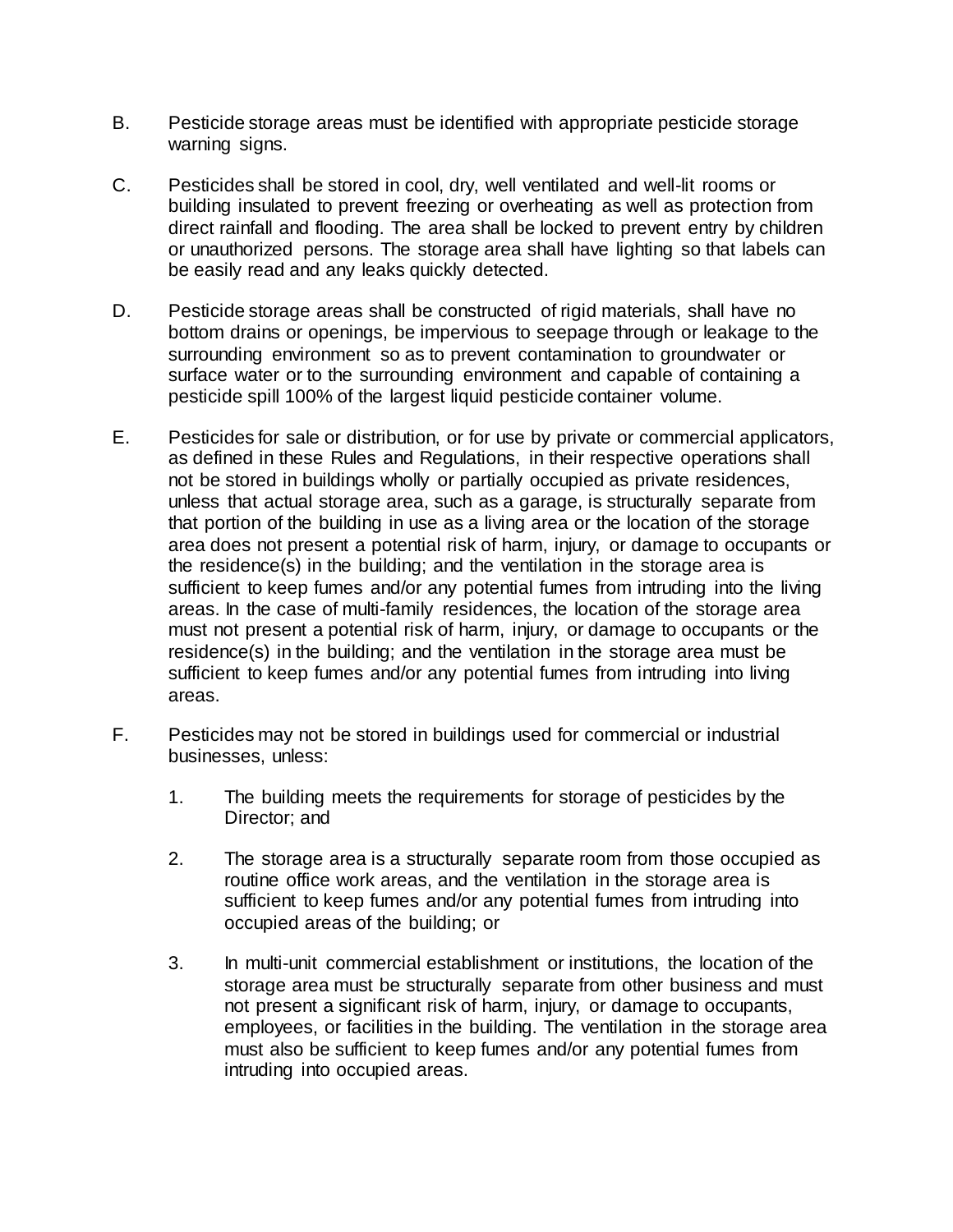B. Pesticide storage areas must be identified with appropriate pesticide storage warning signs.

C. Pesticides shall be stored in cool, dry, well ventilated and well-lit rooms or building insulated to prevent freezing or overheating as well as protection from direct rainfall and flooding. The area shall be locked to prevent entry by children or unauthorized persons. The storage area shall have lighting so that labels can be easily read and any leaks quickly detected.

D. Pesticide storage areas shall be constructed of rigid materials, shall have no bottom drains or openings, be impervious to seepage through or leakage to the surrounding environment so as to prevent contamination to groundwater or surface water or to the surrounding environment and capable of containing a pesticide spill 100% of the largest liquid pesticide container volume.

E. Pesticides for sale or distribution, or for use by private or commercial applicators, as defined in these Rules and Regulations, in their respective operations shall not be stored in buildings wholly or partially occupied as private residences, unless that actual storage area, such as a garage, is structurally separate from that portion of the building in use as a living area or the location of the storage area does not present a potential risk of harm, injury, or damage to occupants or the residence(s) in the building; and the ventilation in the storage area is sufficient to keep fumes and/or any potential fumes from intruding into the living areas. In the case of multi-family residences, the location of the storage area must not present a potential risk of harm, injury, or damage to occupants or the residence(s) in the building; and the ventilation in the storage area must be sufficient to keep fumes and/or any potential fumes from intruding into living areas.

F. Pesticides may not be stored in buildings used for commercial or industrial businesses, unless:

1. The building meets the requirements for storage of pesticides by the Director; and

2. The storage area is a structurally separate room from those occupied as routine office work areas, and the ventilation in the storage area is sufficient to keep fumes and/or any potential fumes from intruding into occupied areas of the building; or

3. In multi-unit commercial establishment or institutions, the location of the storage area must be structurally separate from other business and must not present a significant risk of harm, injury, or damage to occupants, employees, or facilities in the building. The ventilation in the storage area must also be sufficient to keep fumes and/or any potential fumes from intruding into occupied areas.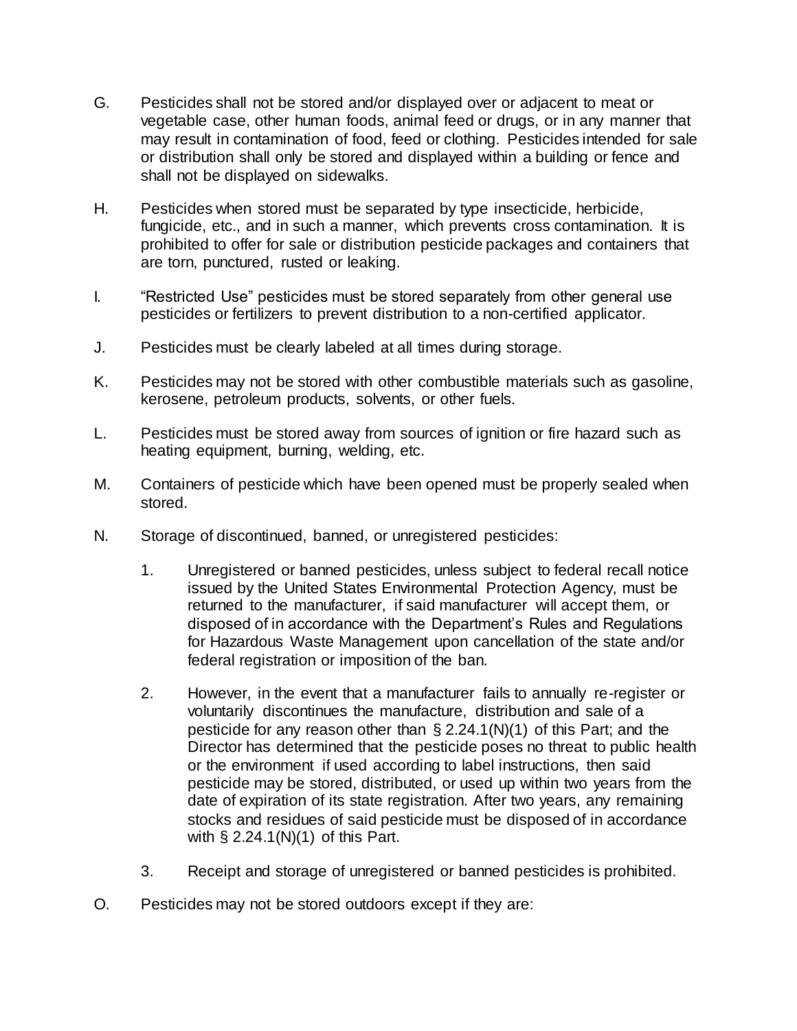G. Pesticides shall not be stored and/or displayed over or adjacent to meat or vegetable case, other human foods, animal feed or drugs, or in any manner that may result in contamination of food, feed or clothing. Pesticides intended for sale or distribution shall only be stored and displayed within a building or fence and shall not be displayed on sidewalks.

H. Pesticides when stored must be separated by type insecticide, herbicide, fungicide, etc., and in such a manner, which prevents cross contamination. It is prohibited to offer for sale or distribution pesticide packages and containers that are torn, punctured, rusted or leaking.

I. "Restricted Use" pesticides must be stored separately from other general use pesticides or fertilizers to prevent distribution to a non-certified applicator.

J. Pesticides must be clearly labeled at all times during storage.

K. Pesticides may not be stored with other combustible materials such as gasoline, kerosene, petroleum products, solvents, or other fuels.

L. Pesticides must be stored away from sources of ignition or fire hazard such as heating equipment, burning, welding, etc.

M. Containers of pesticide which have been opened must be properly sealed when stored.

N. Storage of discontinued, banned, or unregistered pesticides:

   1. Unregistered or banned pesticides, unless subject to federal recall notice issued by the United States Environmental Protection Agency, must be returned to the manufacturer, if said manufacturer will accept them, or disposed of in accordance with the Department's Rules and Regulations for Hazardous Waste Management upon cancellation of the state and/or federal registration or imposition of the ban.

   2. However, in the event that a manufacturer fails to annually re-register or voluntarily discontinues the manufacture, distribution and sale of a pesticide for any reason other than § 2.24.1(N)(1) of this Part; and the Director has determined that the pesticide poses no threat to public health or the environment if used according to label instructions, then said pesticide may be stored, distributed, or used up within two years from the date of expiration of its state registration. After two years, any remaining stocks and residues of said pesticide must be disposed of in accordance with § 2.24.1(N)(1) of this Part.

   3. Receipt and storage of unregistered or banned pesticides is prohibited.

O. Pesticides may not be stored outdoors except if they are: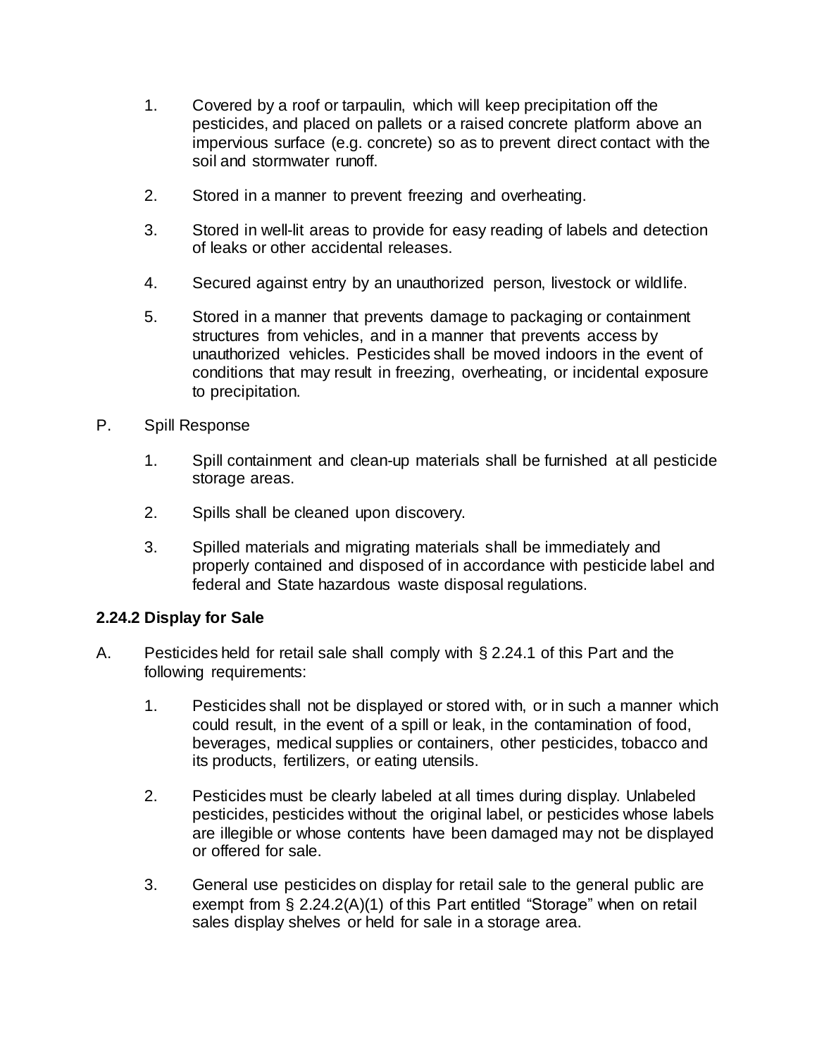1. Covered by a roof or tarpaulin, which will keep precipitation off the pesticides, and placed on pallets or a raised concrete platform above an impervious surface (e.g. concrete) so as to prevent direct contact with the soil and stormwater runoff.

2. Stored in a manner to prevent freezing and overheating.

3. Stored in well-lit areas to provide for easy reading of labels and detection of leaks or other accidental releases.

4. Secured against entry by an unauthorized person, livestock or wildlife.

5. Stored in a manner that prevents damage to packaging or containment structures from vehicles, and in a manner that prevents access by unauthorized vehicles. Pesticides shall be moved indoors in the event of conditions that may result in freezing, overheating, or incidental exposure to precipitation.

P. Spill Response

1. Spill containment and clean-up materials shall be furnished at all pesticide storage areas.

2. Spills shall be cleaned upon discovery.

3. Spilled materials and migrating materials shall be immediately and properly contained and disposed of in accordance with pesticide label and federal and State hazardous waste disposal regulations.

### 2.24.2 Display for Sale

A. Pesticides held for retail sale shall comply with § 2.24.1 of this Part and the following requirements:

1. Pesticides shall not be displayed or stored with, or in such a manner which could result, in the event of a spill or leak, in the contamination of food, beverages, medical supplies or containers, other pesticides, tobacco and its products, fertilizers, or eating utensils.

2. Pesticides must be clearly labeled at all times during display. Unlabeled pesticides, pesticides without the original label, or pesticides whose labels are illegible or whose contents have been damaged may not be displayed or offered for sale.

3. General use pesticides on display for retail sale to the general public are exempt from § 2.24.2(A)(1) of this Part entitled "Storage" when on retail sales display shelves or held for sale in a storage area.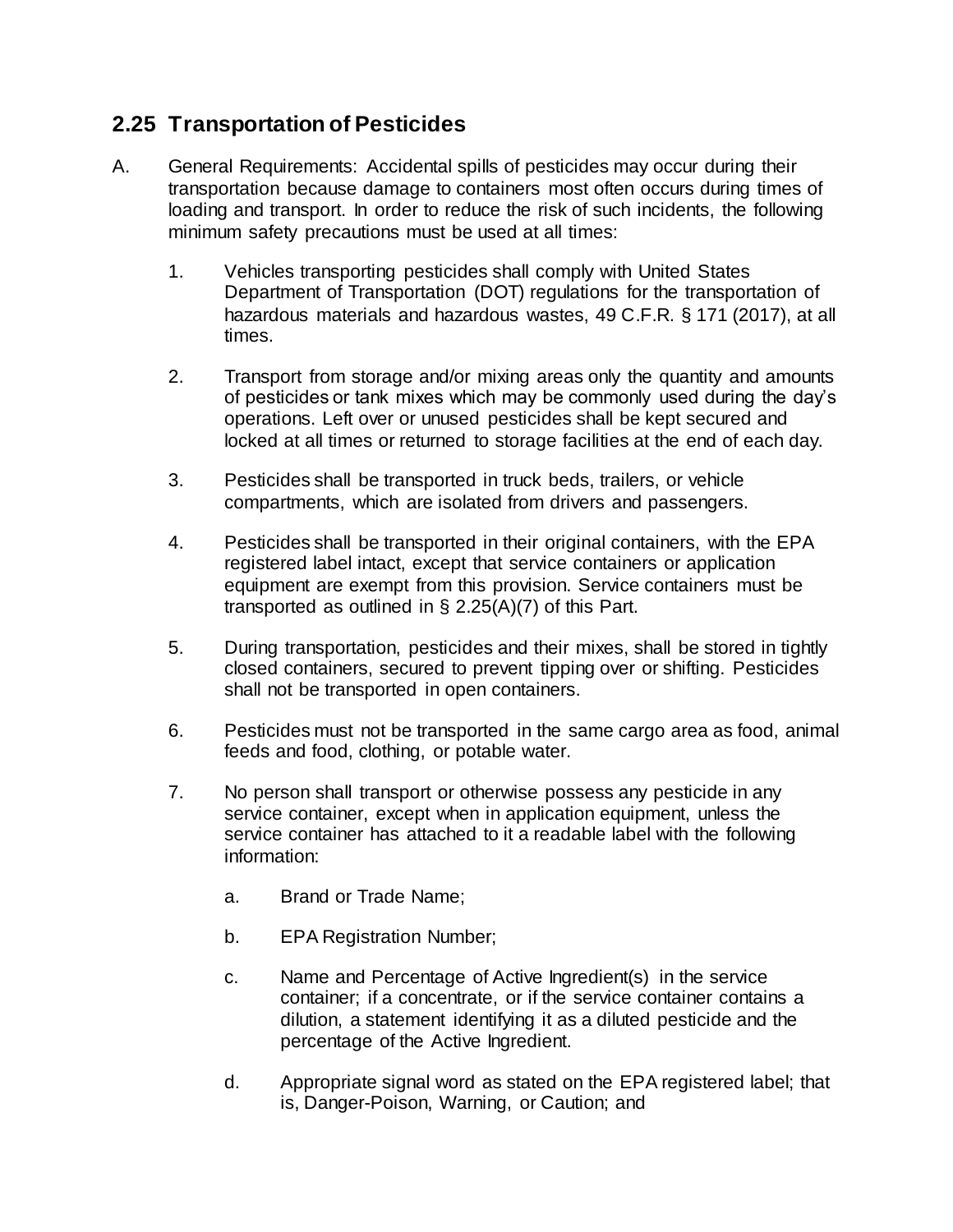## 2.25 Transportation of Pesticides

A. General Requirements: Accidental spills of pesticides may occur during their transportation because damage to containers most often occurs during times of loading and transport. In order to reduce the risk of such incidents, the following minimum safety precautions must be used at all times:

1. Vehicles transporting pesticides shall comply with United States Department of Transportation (DOT) regulations for the transportation of hazardous materials and hazardous wastes, 49 C.F.R. § 171 (2017), at all times.

2. Transport from storage and/or mixing areas only the quantity and amounts of pesticides or tank mixes which may be commonly used during the day's operations. Left over or unused pesticides shall be kept secured and locked at all times or returned to storage facilities at the end of each day.

3. Pesticides shall be transported in truck beds, trailers, or vehicle compartments, which are isolated from drivers and passengers.

4. Pesticides shall be transported in their original containers, with the EPA registered label intact, except that service containers or application equipment are exempt from this provision. Service containers must be transported as outlined in § 2.25(A)(7) of this Part.

5. During transportation, pesticides and their mixes, shall be stored in tightly closed containers, secured to prevent tipping over or shifting. Pesticides shall not be transported in open containers.

6. Pesticides must not be transported in the same cargo area as food, animal feeds and food, clothing, or potable water.

7. No person shall transport or otherwise possess any pesticide in any service container, except when in application equipment, unless the service container has attached to it a readable label with the following information:

   a. Brand or Trade Name;

   b. EPA Registration Number;

   c. Name and Percentage of Active Ingredient(s) in the service container; if a concentrate, or if the service container contains a dilution, a statement identifying it as a diluted pesticide and the percentage of the Active Ingredient.

   d. Appropriate signal word as stated on the EPA registered label; that is, Danger-Poison, Warning, or Caution; and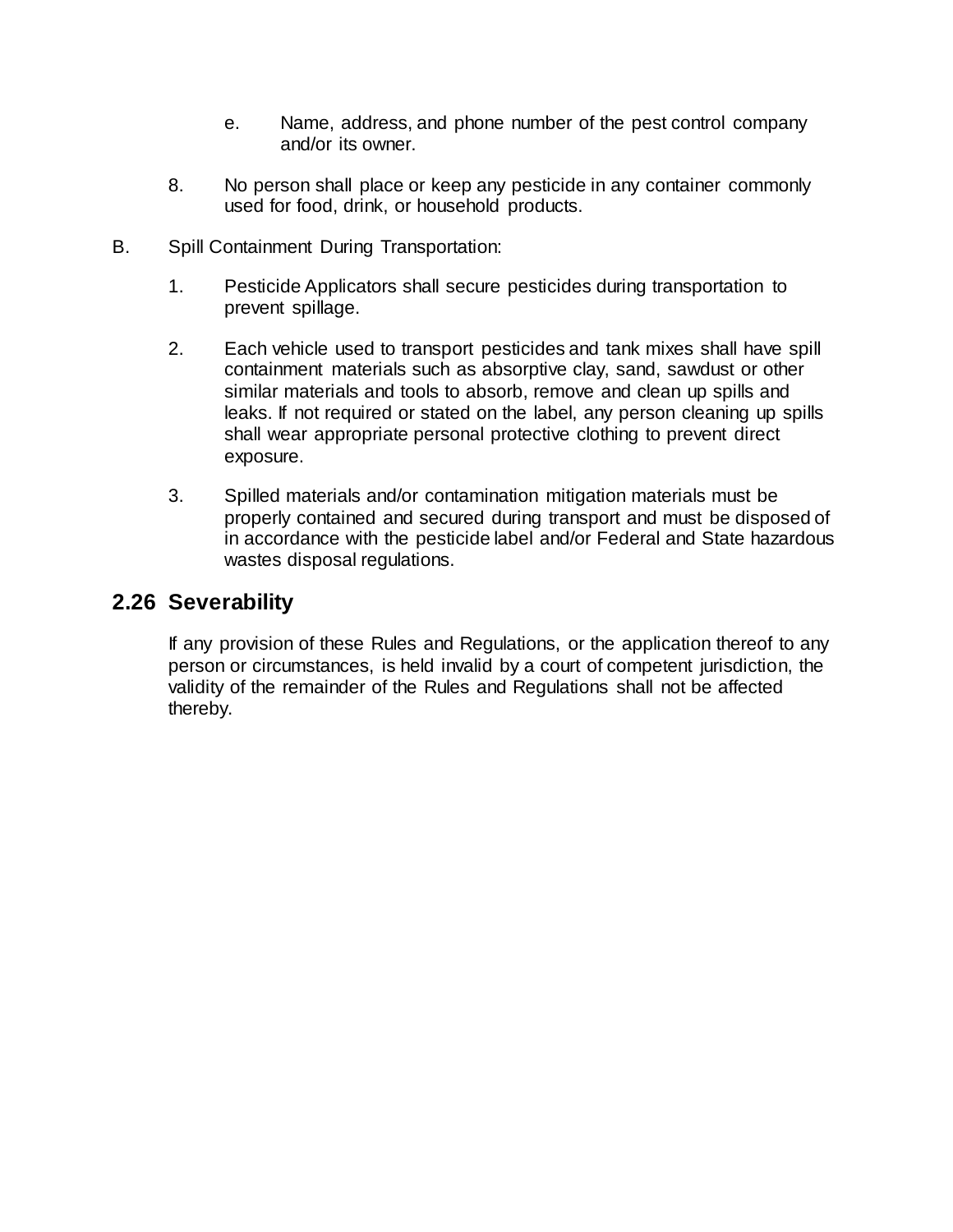e. Name, address, and phone number of the pest control company and/or its owner.

8. No person shall place or keep any pesticide in any container commonly used for food, drink, or household products.

B. Spill Containment During Transportation:

1. Pesticide Applicators shall secure pesticides during transportation to prevent spillage.

2. Each vehicle used to transport pesticides and tank mixes shall have spill containment materials such as absorptive clay, sand, sawdust or other similar materials and tools to absorb, remove and clean up spills and leaks. If not required or stated on the label, any person cleaning up spills shall wear appropriate personal protective clothing to prevent direct exposure.

3. Spilled materials and/or contamination mitigation materials must be properly contained and secured during transport and must be disposed of in accordance with the pesticide label and/or Federal and State hazardous wastes disposal regulations.

## 2.26 Severability

If any provision of these Rules and Regulations, or the application thereof to any person or circumstances, is held invalid by a court of competent jurisdiction, the validity of the remainder of the Rules and Regulations shall not be affected thereby.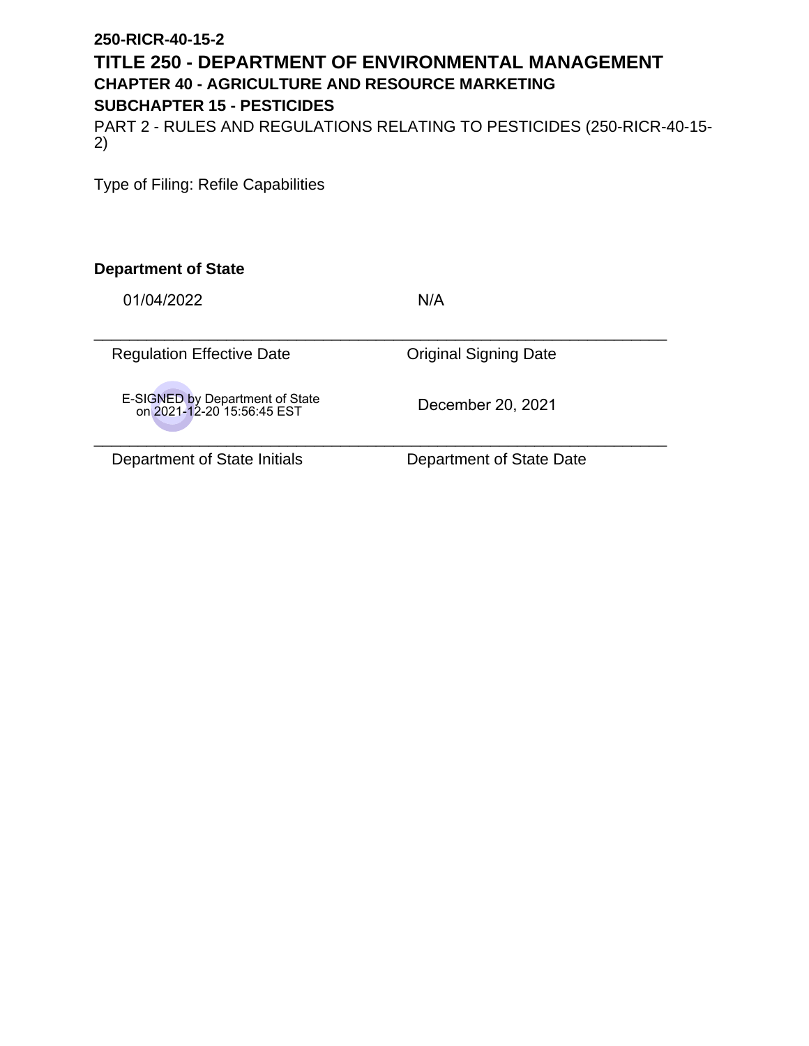**250-RICR-40-15-2**

# TITLE 250 - DEPARTMENT OF ENVIRONMENTAL MANAGEMENT

## CHAPTER 40 - AGRICULTURE AND RESOURCE MARKETING

## SUBCHAPTER 15 - PESTICIDES

PART 2 - RULES AND REGULATIONS RELATING TO PESTICIDES (250-RICR-40-15-2)

Type of Filing: Refile Capabilities

**Department of State**

| | |
|---|---|
| 01/04/2022 | N/A |
| Regulation Effective Date | Original Signing Date |
| E-SIGNED by Department of State on 2021-12-20 15:56:45 EST | December 20, 2021 |
| Department of State Initials | Department of State Date |